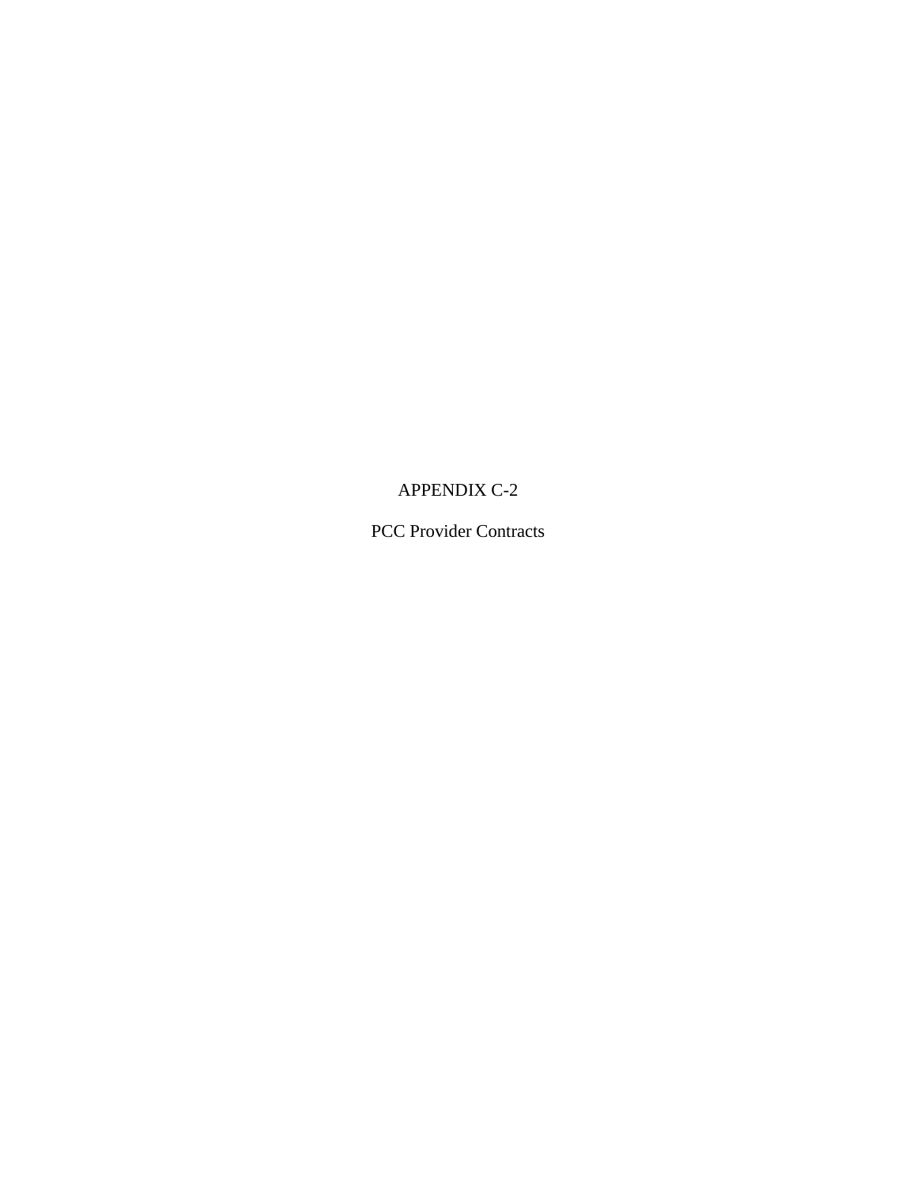# APPENDIX C-2

## PCC Provider Contracts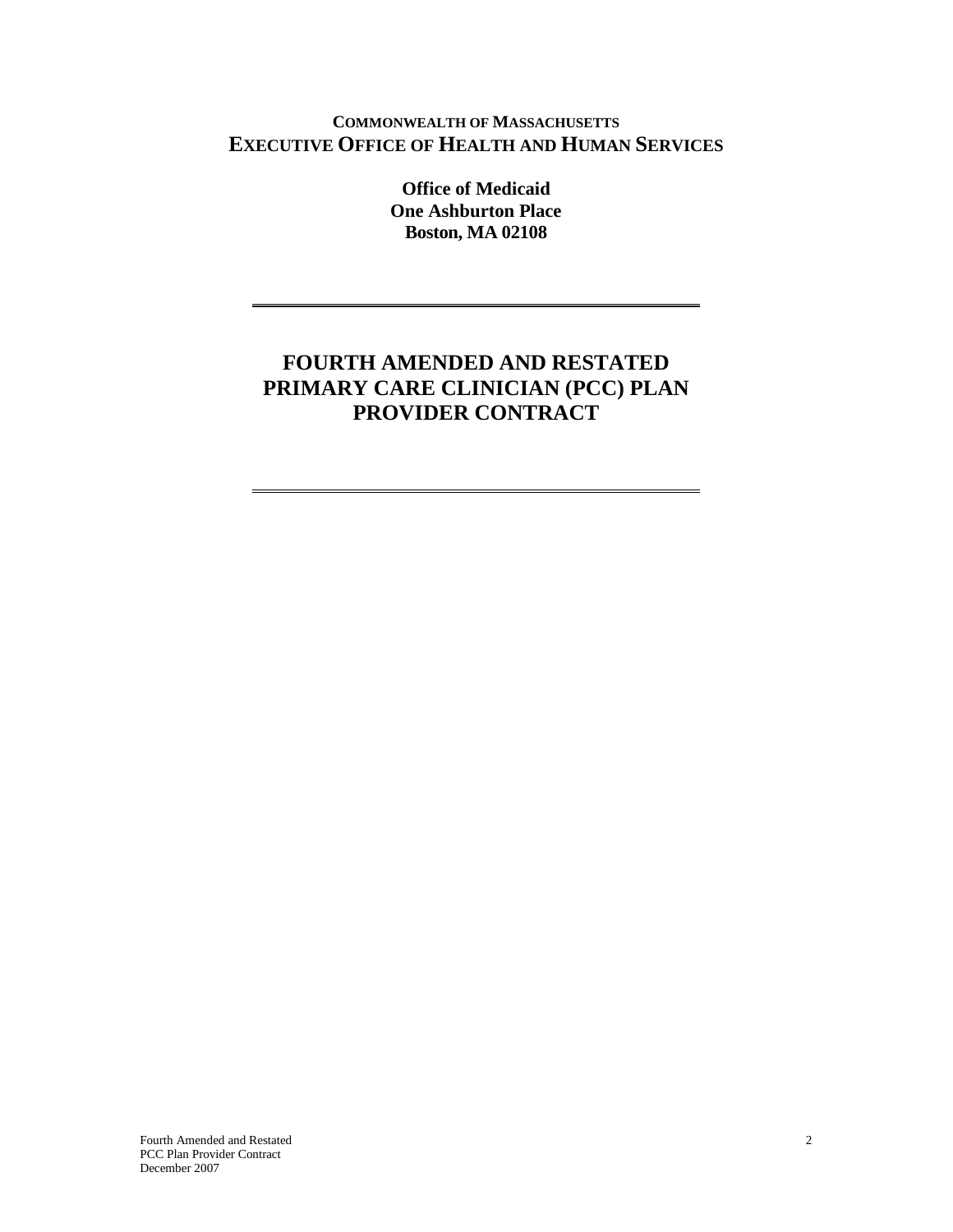**COMMONWEALTH OF MASSACHUSETTS**
**EXECUTIVE OFFICE OF HEALTH AND HUMAN SERVICES**

**Office of Medicaid**
**One Ashburton Place**
**Boston, MA 02108**

---

# FOURTH AMENDED AND RESTATED PRIMARY CARE CLINICIAN (PCC) PLAN PROVIDER CONTRACT

---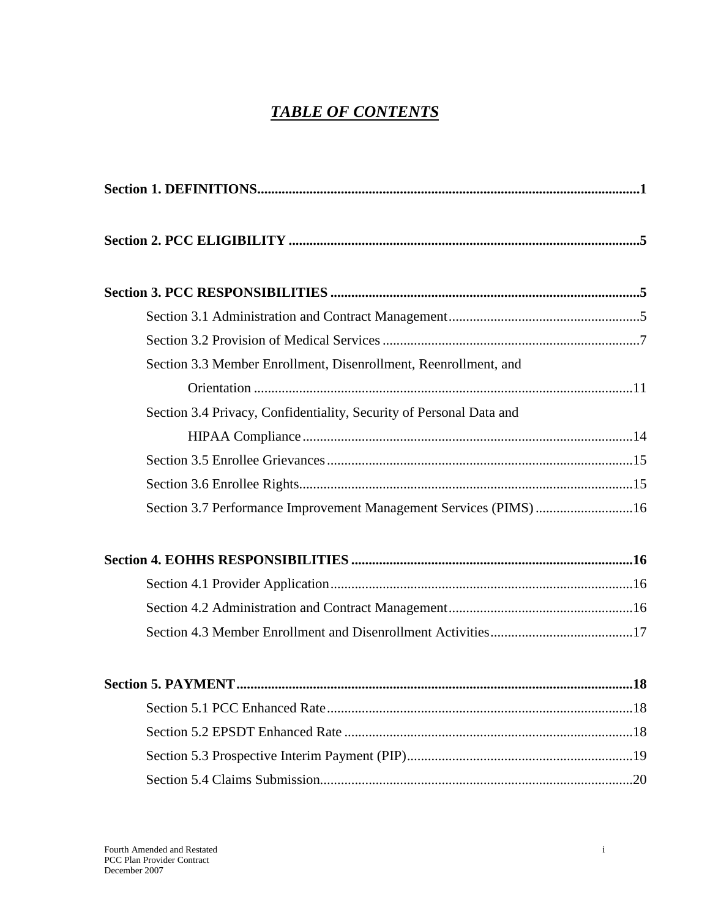# ***TABLE OF CONTENTS***

**Section 1. DEFINITIONS............................................................................................................1**

**Section 2. PCC ELIGIBILITY ...................................................................................................5**

**Section 3. PCC RESPONSIBILITIES .......................................................................................5**

Section 3.1 Administration and Contract Management......................................................5

Section 3.2 Provision of Medical Services .........................................................................7

Section 3.3 Member Enrollment, Disenrollment, Reenrollment, and Orientation ............................................................................................................11

Section 3.4 Privacy, Confidentiality, Security of Personal Data and HIPAA Compliance .............................................................................................14

Section 3.5 Enrollee Grievances .......................................................................................15

Section 3.6 Enrollee Rights...............................................................................................15

Section 3.7 Performance Improvement Management Services (PIMS) ............................16

**Section 4. EOHHS RESPONSIBILITIES ................................................................................16**

Section 4.1 Provider Application......................................................................................16

Section 4.2 Administration and Contract Management....................................................16

Section 4.3 Member Enrollment and Disenrollment Activities.........................................17

**Section 5. PAYMENT.................................................................................................................18**

Section 5.1 PCC Enhanced Rate........................................................................................18

Section 5.2 EPSDT Enhanced Rate ..................................................................................18

Section 5.3 Prospective Interim Payment (PIP)................................................................19

Section 5.4 Claims Submission.........................................................................................20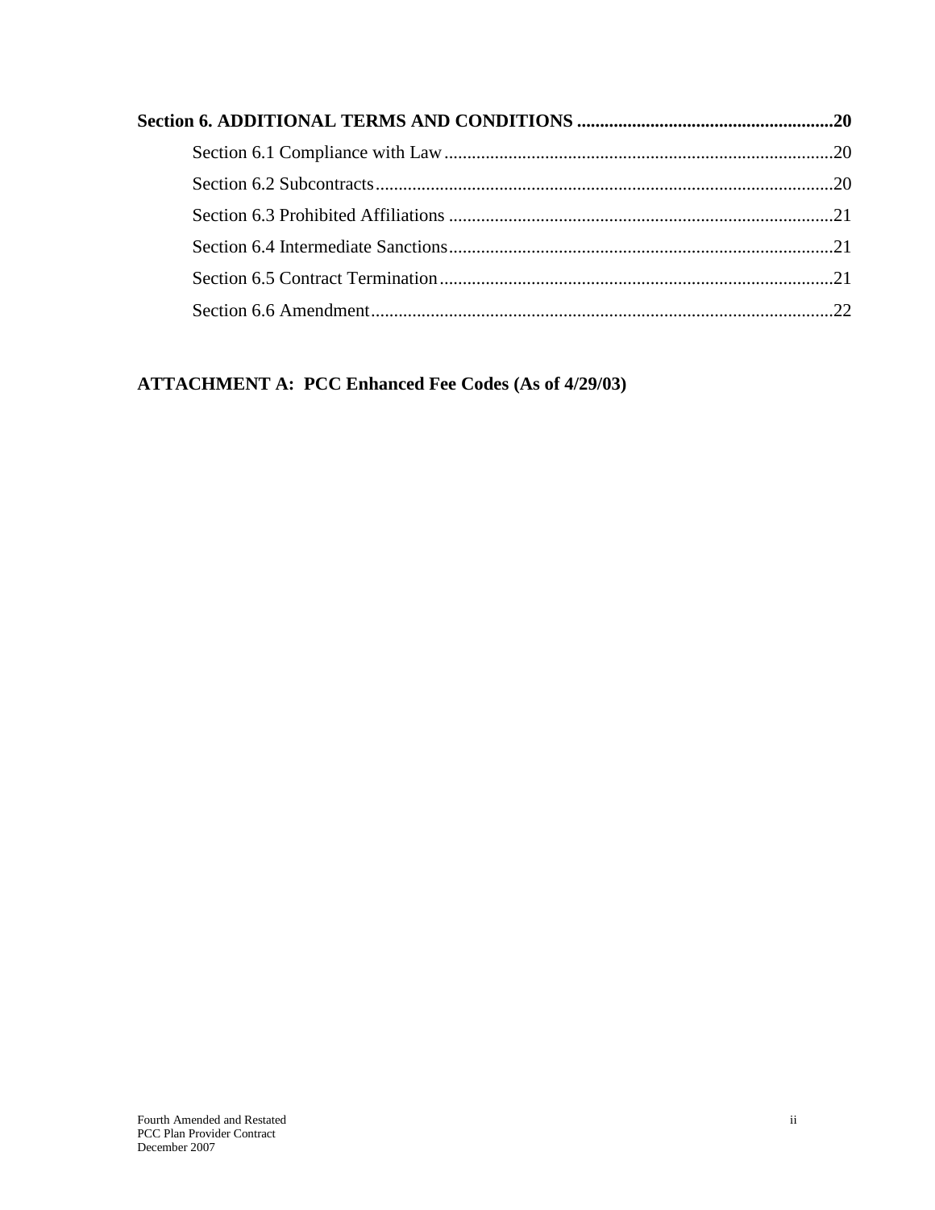**Section 6. ADDITIONAL TERMS AND CONDITIONS ........................................................20**

Section 6.1 Compliance with Law.....................................................................................20

Section 6.2 Subcontracts....................................................................................................20

Section 6.3 Prohibited Affiliations ....................................................................................21

Section 6.4 Intermediate Sanctions....................................................................................21

Section 6.5 Contract Termination......................................................................................21

Section 6.6 Amendment.....................................................................................................22

**ATTACHMENT A: PCC Enhanced Fee Codes (As of 4/29/03)**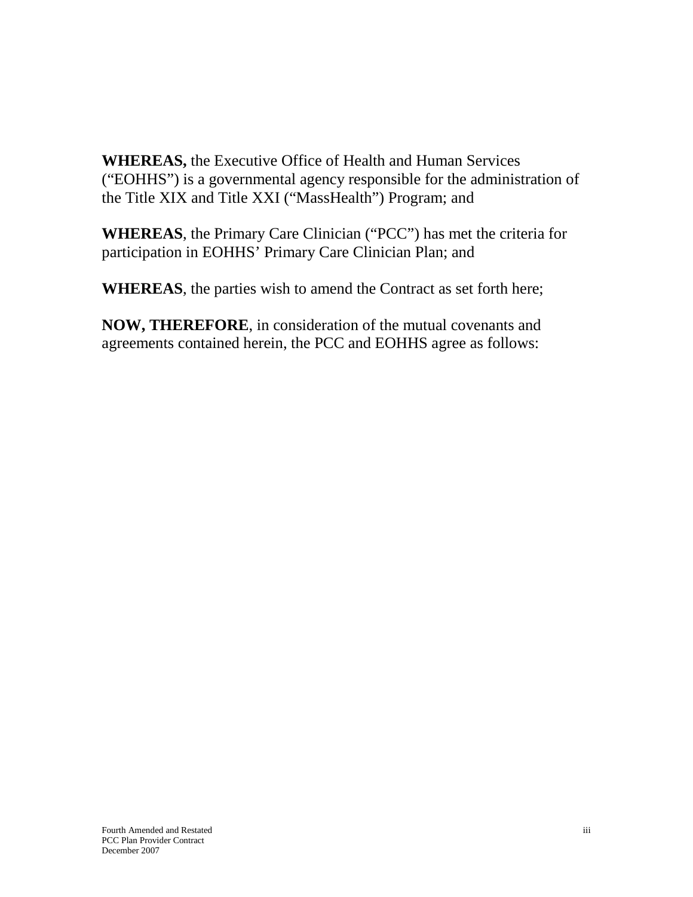**WHEREAS,** the Executive Office of Health and Human Services (“EOHHS”) is a governmental agency responsible for the administration of the Title XIX and Title XXI (“MassHealth”) Program; and

**WHEREAS**, the Primary Care Clinician (“PCC”) has met the criteria for participation in EOHHS’ Primary Care Clinician Plan; and

**WHEREAS**, the parties wish to amend the Contract as set forth here;

**NOW, THEREFORE**, in consideration of the mutual covenants and agreements contained herein, the PCC and EOHHS agree as follows: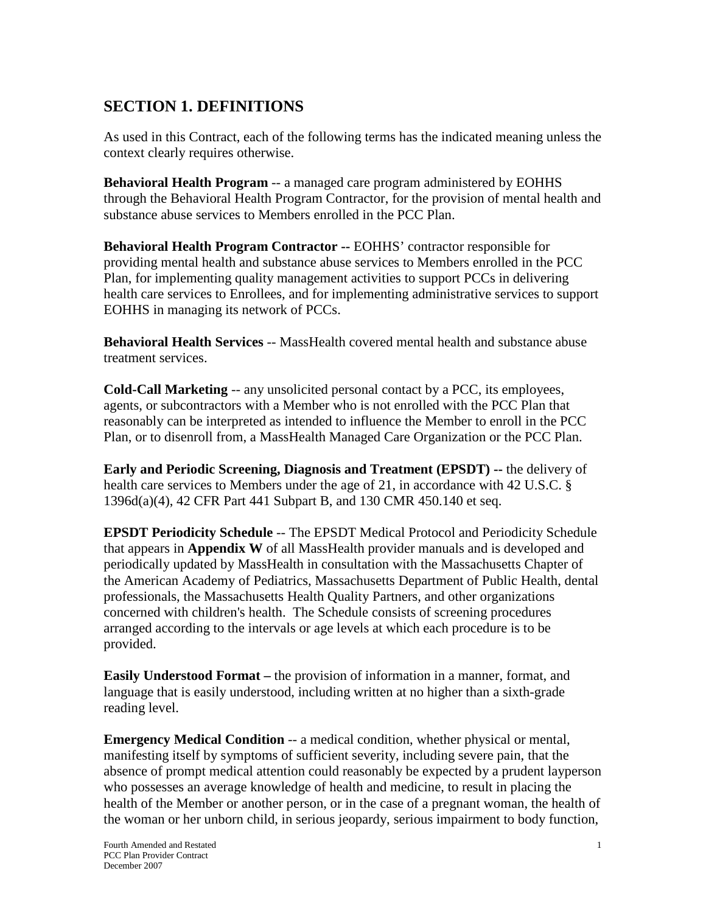## SECTION 1. DEFINITIONS

As used in this Contract, each of the following terms has the indicated meaning unless the context clearly requires otherwise.

**Behavioral Health Program** -- a managed care program administered by EOHHS through the Behavioral Health Program Contractor, for the provision of mental health and substance abuse services to Members enrolled in the PCC Plan.

**Behavioral Health Program Contractor --** EOHHS' contractor responsible for providing mental health and substance abuse services to Members enrolled in the PCC Plan, for implementing quality management activities to support PCCs in delivering health care services to Enrollees, and for implementing administrative services to support EOHHS in managing its network of PCCs.

**Behavioral Health Services** -- MassHealth covered mental health and substance abuse treatment services.

**Cold-Call Marketing** -- any unsolicited personal contact by a PCC, its employees, agents, or subcontractors with a Member who is not enrolled with the PCC Plan that reasonably can be interpreted as intended to influence the Member to enroll in the PCC Plan, or to disenroll from, a MassHealth Managed Care Organization or the PCC Plan.

**Early and Periodic Screening, Diagnosis and Treatment (EPSDT) --** the delivery of health care services to Members under the age of 21, in accordance with 42 U.S.C. § 1396d(a)(4), 42 CFR Part 441 Subpart B, and 130 CMR 450.140 et seq.

**EPSDT Periodicity Schedule** -- The EPSDT Medical Protocol and Periodicity Schedule that appears in **Appendix W** of all MassHealth provider manuals and is developed and periodically updated by MassHealth in consultation with the Massachusetts Chapter of the American Academy of Pediatrics, Massachusetts Department of Public Health, dental professionals, the Massachusetts Health Quality Partners, and other organizations concerned with children's health. The Schedule consists of screening procedures arranged according to the intervals or age levels at which each procedure is to be provided.

**Easily Understood Format –** the provision of information in a manner, format, and language that is easily understood, including written at no higher than a sixth-grade reading level.

**Emergency Medical Condition** -- a medical condition, whether physical or mental, manifesting itself by symptoms of sufficient severity, including severe pain, that the absence of prompt medical attention could reasonably be expected by a prudent layperson who possesses an average knowledge of health and medicine, to result in placing the health of the Member or another person, or in the case of a pregnant woman, the health of the woman or her unborn child, in serious jeopardy, serious impairment to body function,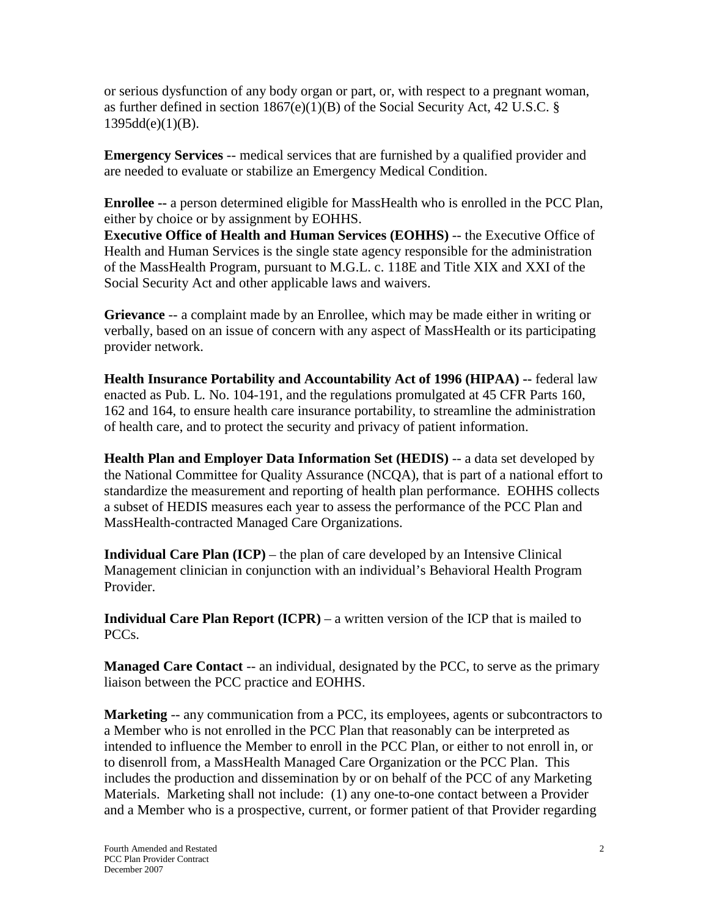or serious dysfunction of any body organ or part, or, with respect to a pregnant woman, as further defined in section 1867(e)(1)(B) of the Social Security Act, 42 U.S.C. § 1395dd(e)(1)(B).

**Emergency Services** -- medical services that are furnished by a qualified provider and are needed to evaluate or stabilize an Emergency Medical Condition.

**Enrollee --** a person determined eligible for MassHealth who is enrolled in the PCC Plan, either by choice or by assignment by EOHHS.

**Executive Office of Health and Human Services (EOHHS)** -- the Executive Office of Health and Human Services is the single state agency responsible for the administration of the MassHealth Program, pursuant to M.G.L. c. 118E and Title XIX and XXI of the Social Security Act and other applicable laws and waivers.

**Grievance** -- a complaint made by an Enrollee, which may be made either in writing or verbally, based on an issue of concern with any aspect of MassHealth or its participating provider network.

**Health Insurance Portability and Accountability Act of 1996 (HIPAA) --** federal law enacted as Pub. L. No. 104-191, and the regulations promulgated at 45 CFR Parts 160, 162 and 164, to ensure health care insurance portability, to streamline the administration of health care, and to protect the security and privacy of patient information.

**Health Plan and Employer Data Information Set (HEDIS)** -- a data set developed by the National Committee for Quality Assurance (NCQA), that is part of a national effort to standardize the measurement and reporting of health plan performance. EOHHS collects a subset of HEDIS measures each year to assess the performance of the PCC Plan and MassHealth-contracted Managed Care Organizations.

**Individual Care Plan (ICP)** – the plan of care developed by an Intensive Clinical Management clinician in conjunction with an individual's Behavioral Health Program Provider.

**Individual Care Plan Report (ICPR)** – a written version of the ICP that is mailed to PCCs.

**Managed Care Contact** -- an individual, designated by the PCC, to serve as the primary liaison between the PCC practice and EOHHS.

**Marketing** -- any communication from a PCC, its employees, agents or subcontractors to a Member who is not enrolled in the PCC Plan that reasonably can be interpreted as intended to influence the Member to enroll in the PCC Plan, or either to not enroll in, or to disenroll from, a MassHealth Managed Care Organization or the PCC Plan. This includes the production and dissemination by or on behalf of the PCC of any Marketing Materials. Marketing shall not include: (1) any one-to-one contact between a Provider and a Member who is a prospective, current, or former patient of that Provider regarding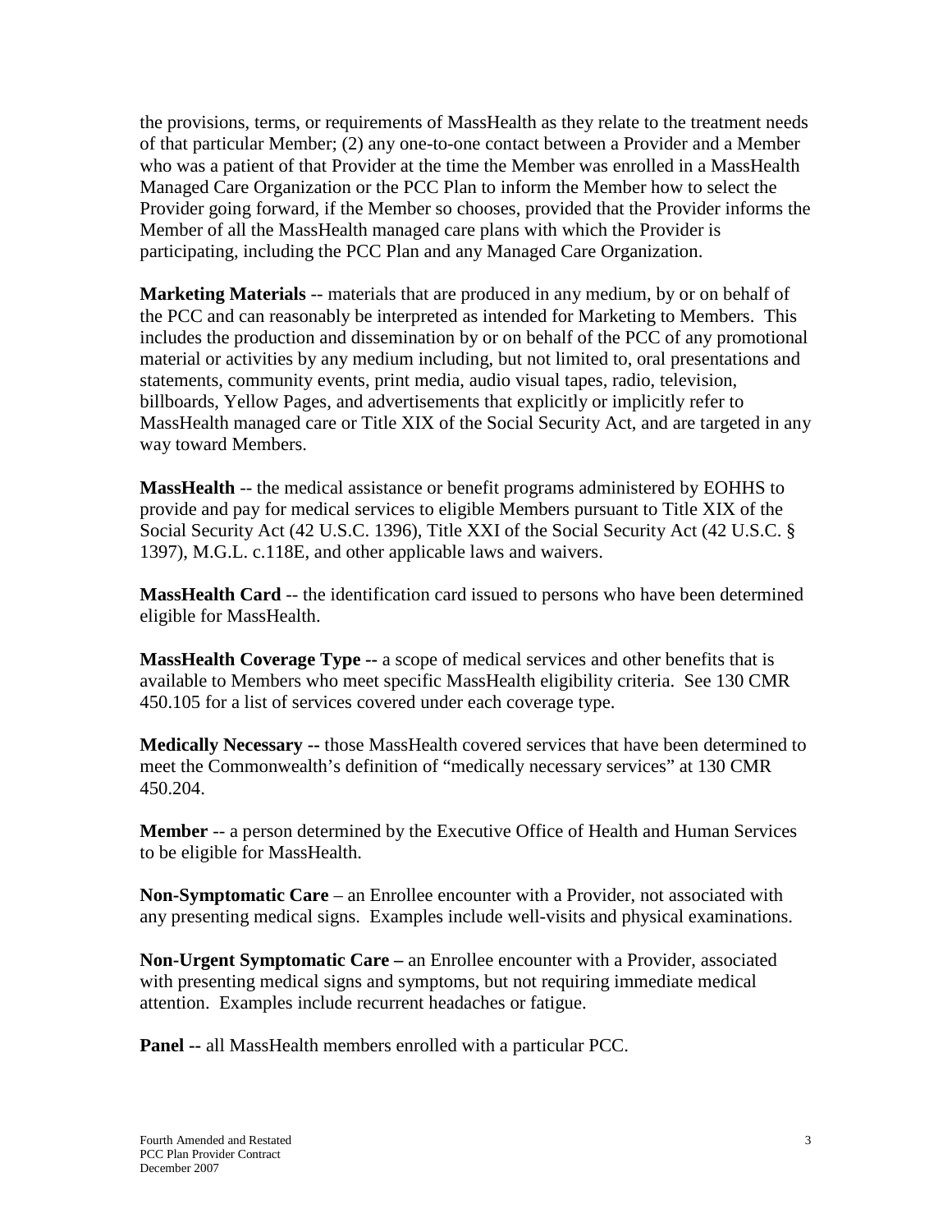the provisions, terms, or requirements of MassHealth as they relate to the treatment needs of that particular Member; (2) any one-to-one contact between a Provider and a Member who was a patient of that Provider at the time the Member was enrolled in a MassHealth Managed Care Organization or the PCC Plan to inform the Member how to select the Provider going forward, if the Member so chooses, provided that the Provider informs the Member of all the MassHealth managed care plans with which the Provider is participating, including the PCC Plan and any Managed Care Organization.

**Marketing Materials** -- materials that are produced in any medium, by or on behalf of the PCC and can reasonably be interpreted as intended for Marketing to Members. This includes the production and dissemination by or on behalf of the PCC of any promotional material or activities by any medium including, but not limited to, oral presentations and statements, community events, print media, audio visual tapes, radio, television, billboards, Yellow Pages, and advertisements that explicitly or implicitly refer to MassHealth managed care or Title XIX of the Social Security Act, and are targeted in any way toward Members.

**MassHealth** -- the medical assistance or benefit programs administered by EOHHS to provide and pay for medical services to eligible Members pursuant to Title XIX of the Social Security Act (42 U.S.C. 1396), Title XXI of the Social Security Act (42 U.S.C. § 1397), M.G.L. c.118E, and other applicable laws and waivers.

**MassHealth Card** -- the identification card issued to persons who have been determined eligible for MassHealth.

**MassHealth Coverage Type --** a scope of medical services and other benefits that is available to Members who meet specific MassHealth eligibility criteria. See 130 CMR 450.105 for a list of services covered under each coverage type.

**Medically Necessary --** those MassHealth covered services that have been determined to meet the Commonwealth's definition of "medically necessary services" at 130 CMR 450.204.

**Member** -- a person determined by the Executive Office of Health and Human Services to be eligible for MassHealth.

**Non-Symptomatic Care** – an Enrollee encounter with a Provider, not associated with any presenting medical signs. Examples include well-visits and physical examinations.

**Non-Urgent Symptomatic Care –** an Enrollee encounter with a Provider, associated with presenting medical signs and symptoms, but not requiring immediate medical attention. Examples include recurrent headaches or fatigue.

**Panel --** all MassHealth members enrolled with a particular PCC.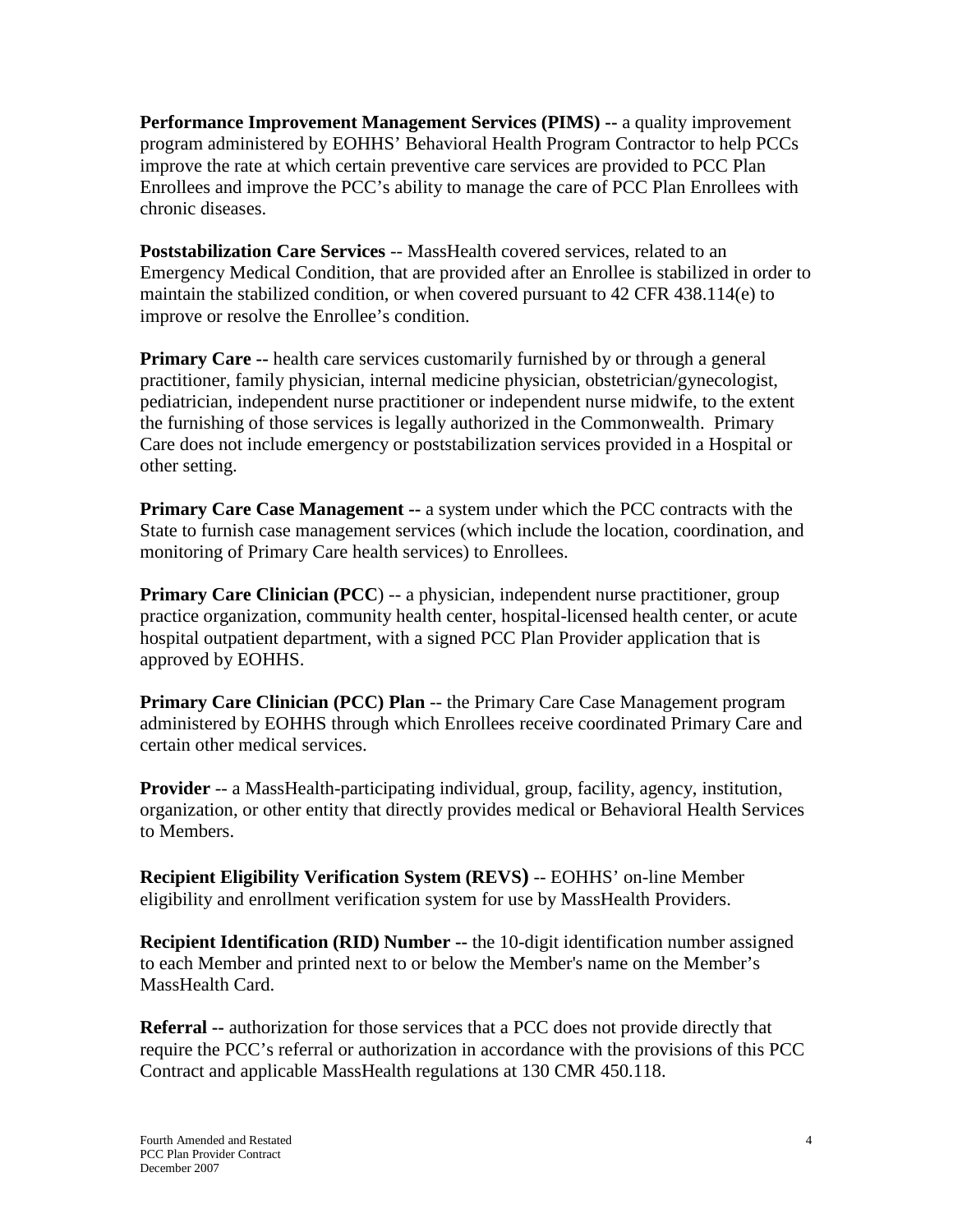**Performance Improvement Management Services (PIMS) --** a quality improvement program administered by EOHHS' Behavioral Health Program Contractor to help PCCs improve the rate at which certain preventive care services are provided to PCC Plan Enrollees and improve the PCC's ability to manage the care of PCC Plan Enrollees with chronic diseases.

**Poststabilization Care Services** -- MassHealth covered services, related to an Emergency Medical Condition, that are provided after an Enrollee is stabilized in order to maintain the stabilized condition, or when covered pursuant to 42 CFR 438.114(e) to improve or resolve the Enrollee's condition.

**Primary Care --** health care services customarily furnished by or through a general practitioner, family physician, internal medicine physician, obstetrician/gynecologist, pediatrician, independent nurse practitioner or independent nurse midwife, to the extent the furnishing of those services is legally authorized in the Commonwealth. Primary Care does not include emergency or poststabilization services provided in a Hospital or other setting.

**Primary Care Case Management --** a system under which the PCC contracts with the State to furnish case management services (which include the location, coordination, and monitoring of Primary Care health services) to Enrollees.

**Primary Care Clinician (PCC**) -- a physician, independent nurse practitioner, group practice organization, community health center, hospital-licensed health center, or acute hospital outpatient department, with a signed PCC Plan Provider application that is approved by EOHHS.

**Primary Care Clinician (PCC) Plan** -- the Primary Care Case Management program administered by EOHHS through which Enrollees receive coordinated Primary Care and certain other medical services.

**Provider** -- a MassHealth-participating individual, group, facility, agency, institution, organization, or other entity that directly provides medical or Behavioral Health Services to Members.

**Recipient Eligibility Verification System (REVS)** -- EOHHS' on-line Member eligibility and enrollment verification system for use by MassHealth Providers.

**Recipient Identification (RID) Number --** the 10-digit identification number assigned to each Member and printed next to or below the Member's name on the Member's MassHealth Card.

**Referral --** authorization for those services that a PCC does not provide directly that require the PCC's referral or authorization in accordance with the provisions of this PCC Contract and applicable MassHealth regulations at 130 CMR 450.118.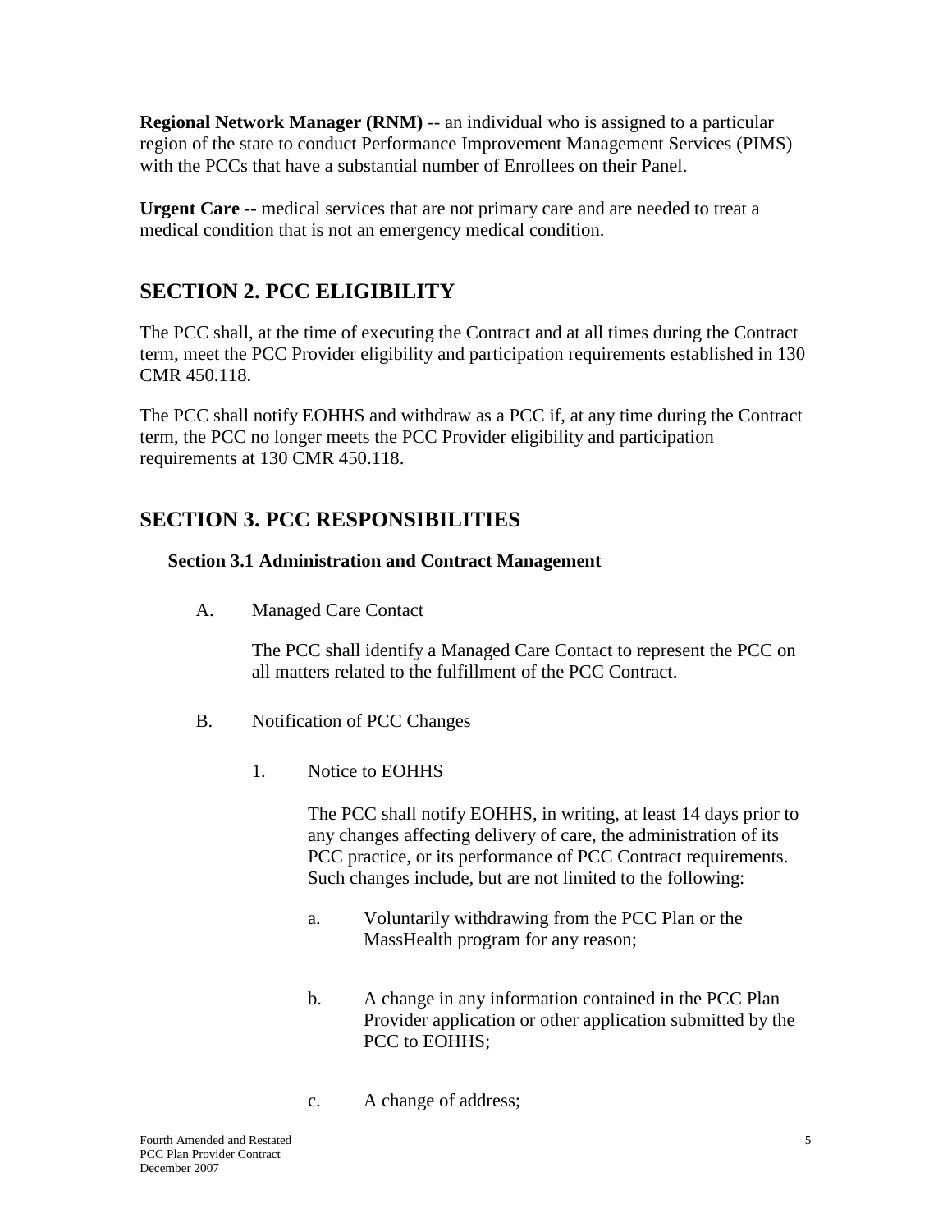**Regional Network Manager (RNM)** -- an individual who is assigned to a particular region of the state to conduct Performance Improvement Management Services (PIMS) with the PCCs that have a substantial number of Enrollees on their Panel.

**Urgent Care** -- medical services that are not primary care and are needed to treat a medical condition that is not an emergency medical condition.

## SECTION 2. PCC ELIGIBILITY

The PCC shall, at the time of executing the Contract and at all times during the Contract term, meet the PCC Provider eligibility and participation requirements established in 130 CMR 450.118.

The PCC shall notify EOHHS and withdraw as a PCC if, at any time during the Contract term, the PCC no longer meets the PCC Provider eligibility and participation requirements at 130 CMR 450.118.

## SECTION 3. PCC RESPONSIBILITIES

### Section 3.1 Administration and Contract Management

A. Managed Care Contact

The PCC shall identify a Managed Care Contact to represent the PCC on all matters related to the fulfillment of the PCC Contract.

B. Notification of PCC Changes

1. Notice to EOHHS

The PCC shall notify EOHHS, in writing, at least 14 days prior to any changes affecting delivery of care, the administration of its PCC practice, or its performance of PCC Contract requirements. Such changes include, but are not limited to the following:

a. Voluntarily withdrawing from the PCC Plan or the MassHealth program for any reason;

b. A change in any information contained in the PCC Plan Provider application or other application submitted by the PCC to EOHHS;

c. A change of address;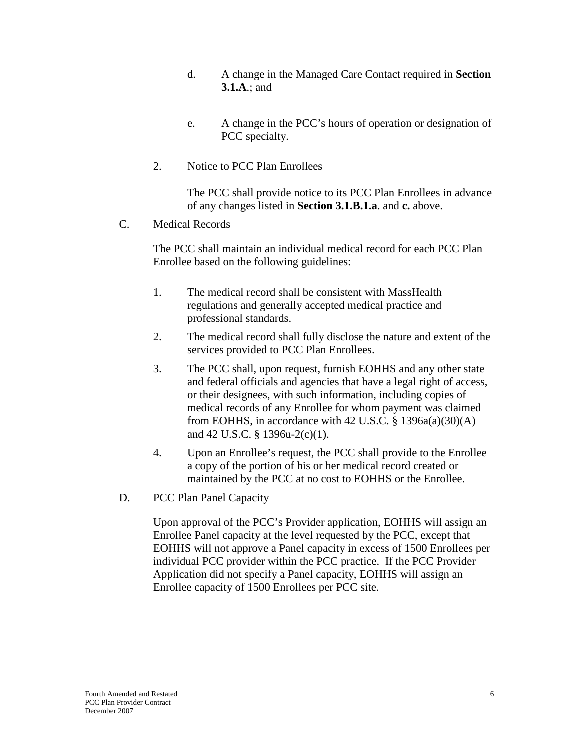d. A change in the Managed Care Contact required in **Section 3.1.A**.; and

e. A change in the PCC's hours of operation or designation of PCC specialty.

2. Notice to PCC Plan Enrollees

   The PCC shall provide notice to its PCC Plan Enrollees in advance of any changes listed in **Section 3.1.B.1.a**. and **c.** above.

C. Medical Records

   The PCC shall maintain an individual medical record for each PCC Plan Enrollee based on the following guidelines:

   1. The medical record shall be consistent with MassHealth regulations and generally accepted medical practice and professional standards.

   2. The medical record shall fully disclose the nature and extent of the services provided to PCC Plan Enrollees.

   3. The PCC shall, upon request, furnish EOHHS and any other state and federal officials and agencies that have a legal right of access, or their designees, with such information, including copies of medical records of any Enrollee for whom payment was claimed from EOHHS, in accordance with 42 U.S.C. § 1396a(a)(30)(A) and 42 U.S.C. § 1396u-2(c)(1).

   4. Upon an Enrollee's request, the PCC shall provide to the Enrollee a copy of the portion of his or her medical record created or maintained by the PCC at no cost to EOHHS or the Enrollee.

D. PCC Plan Panel Capacity

   Upon approval of the PCC's Provider application, EOHHS will assign an Enrollee Panel capacity at the level requested by the PCC, except that EOHHS will not approve a Panel capacity in excess of 1500 Enrollees per individual PCC provider within the PCC practice. If the PCC Provider Application did not specify a Panel capacity, EOHHS will assign an Enrollee capacity of 1500 Enrollees per PCC site.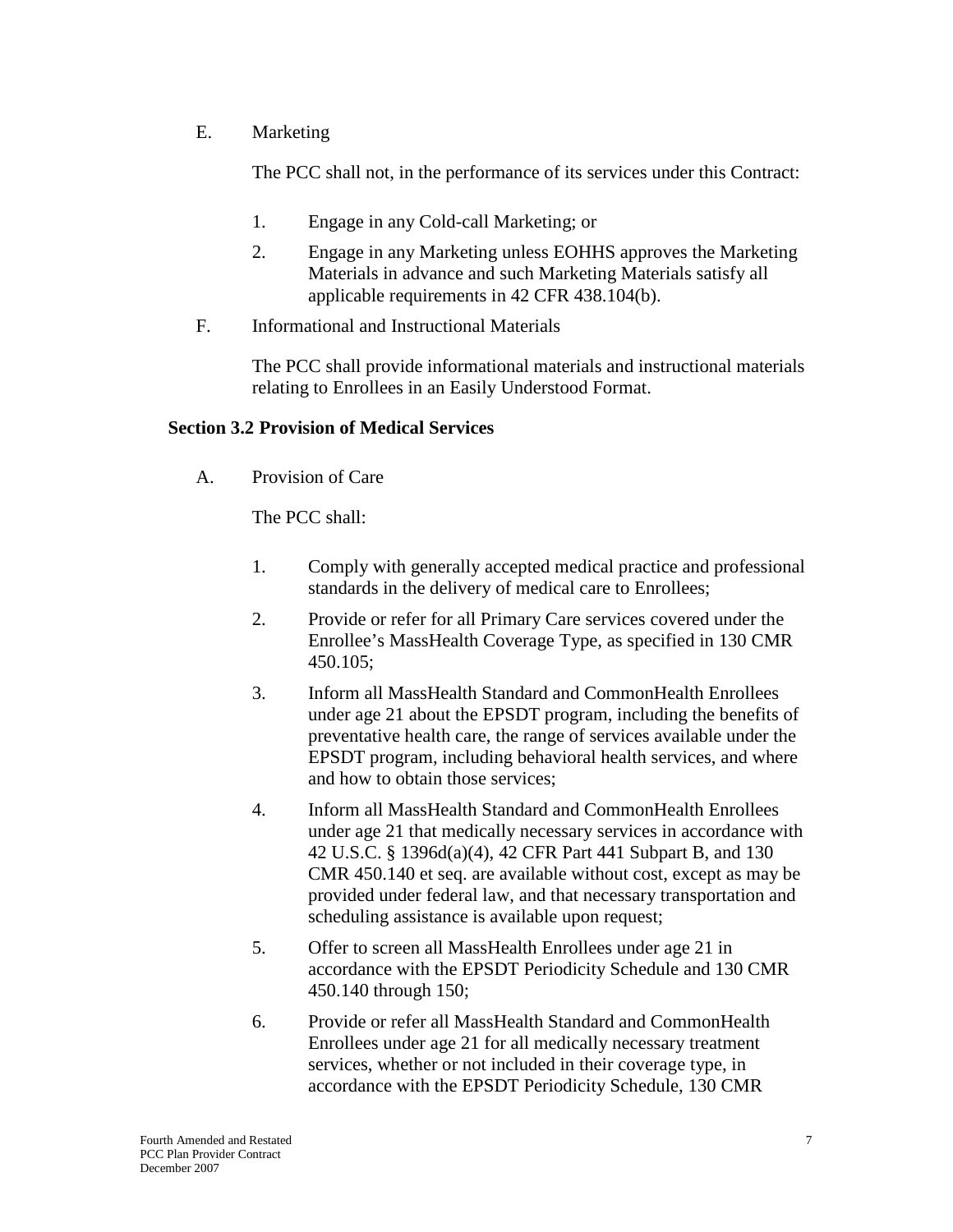E. Marketing

The PCC shall not, in the performance of its services under this Contract:

1. Engage in any Cold-call Marketing; or
2. Engage in any Marketing unless EOHHS approves the Marketing Materials in advance and such Marketing Materials satisfy all applicable requirements in 42 CFR 438.104(b).

F. Informational and Instructional Materials

The PCC shall provide informational materials and instructional materials relating to Enrollees in an Easily Understood Format.

**Section 3.2 Provision of Medical Services**

A. Provision of Care

The PCC shall:

1. Comply with generally accepted medical practice and professional standards in the delivery of medical care to Enrollees;
2. Provide or refer for all Primary Care services covered under the Enrollee's MassHealth Coverage Type, as specified in 130 CMR 450.105;
3. Inform all MassHealth Standard and CommonHealth Enrollees under age 21 about the EPSDT program, including the benefits of preventative health care, the range of services available under the EPSDT program, including behavioral health services, and where and how to obtain those services;
4. Inform all MassHealth Standard and CommonHealth Enrollees under age 21 that medically necessary services in accordance with 42 U.S.C. § 1396d(a)(4), 42 CFR Part 441 Subpart B, and 130 CMR 450.140 et seq. are available without cost, except as may be provided under federal law, and that necessary transportation and scheduling assistance is available upon request;
5. Offer to screen all MassHealth Enrollees under age 21 in accordance with the EPSDT Periodicity Schedule and 130 CMR 450.140 through 150;
6. Provide or refer all MassHealth Standard and CommonHealth Enrollees under age 21 for all medically necessary treatment services, whether or not included in their coverage type, in accordance with the EPSDT Periodicity Schedule, 130 CMR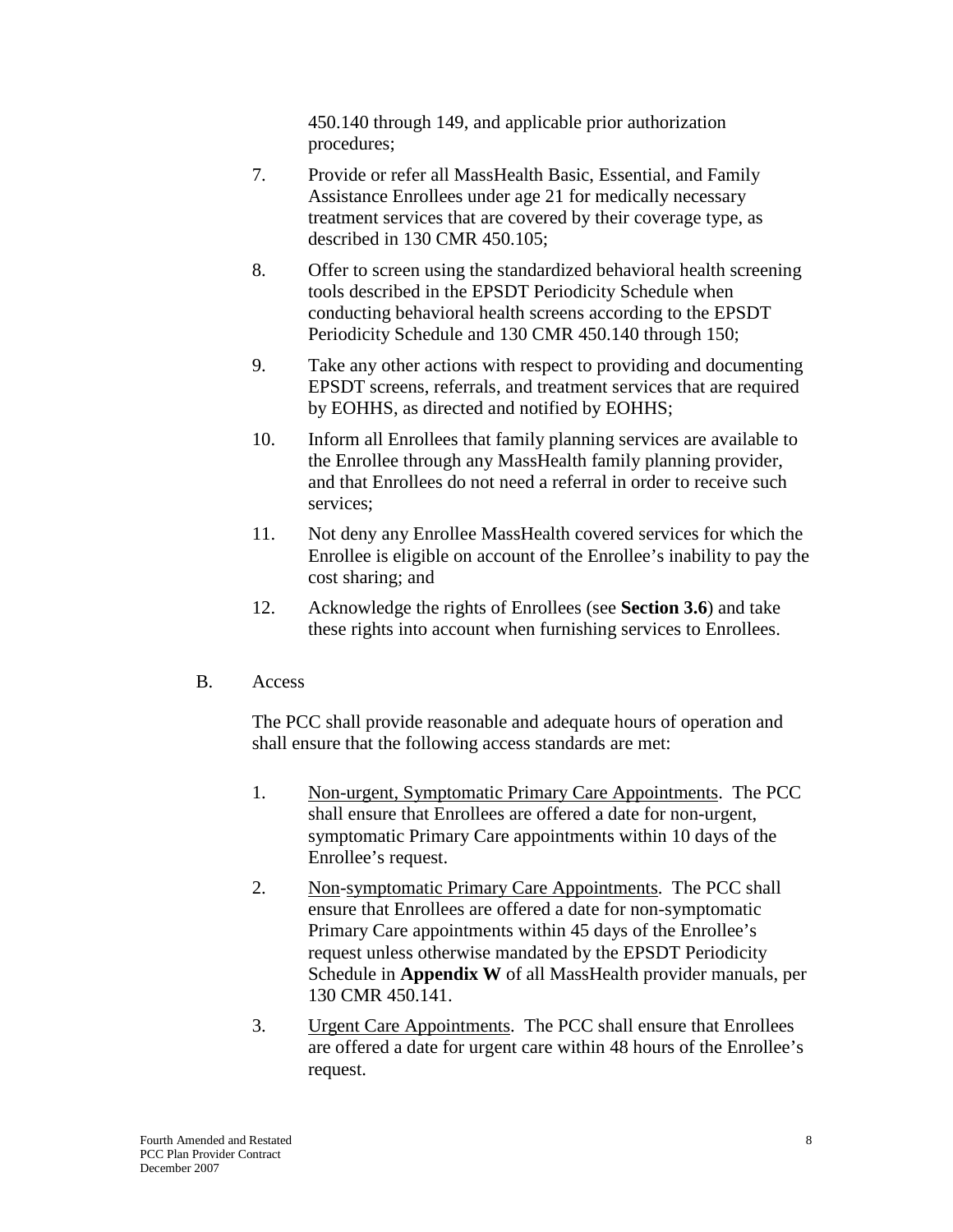450.140 through 149, and applicable prior authorization procedures;

7. Provide or refer all MassHealth Basic, Essential, and Family Assistance Enrollees under age 21 for medically necessary treatment services that are covered by their coverage type, as described in 130 CMR 450.105;

8. Offer to screen using the standardized behavioral health screening tools described in the EPSDT Periodicity Schedule when conducting behavioral health screens according to the EPSDT Periodicity Schedule and 130 CMR 450.140 through 150;

9. Take any other actions with respect to providing and documenting EPSDT screens, referrals, and treatment services that are required by EOHHS, as directed and notified by EOHHS;

10. Inform all Enrollees that family planning services are available to the Enrollee through any MassHealth family planning provider, and that Enrollees do not need a referral in order to receive such services;

11. Not deny any Enrollee MassHealth covered services for which the Enrollee is eligible on account of the Enrollee's inability to pay the cost sharing; and

12. Acknowledge the rights of Enrollees (see **Section 3.6**) and take these rights into account when furnishing services to Enrollees.

B. Access

The PCC shall provide reasonable and adequate hours of operation and shall ensure that the following access standards are met:

1. <u>Non-urgent, Symptomatic Primary Care Appointments</u>. The PCC shall ensure that Enrollees are offered a date for non-urgent, symptomatic Primary Care appointments within 10 days of the Enrollee's request.

2. <u>Non-symptomatic Primary Care Appointments</u>. The PCC shall ensure that Enrollees are offered a date for non-symptomatic Primary Care appointments within 45 days of the Enrollee's request unless otherwise mandated by the EPSDT Periodicity Schedule in **Appendix W** of all MassHealth provider manuals, per 130 CMR 450.141.

3. <u>Urgent Care Appointments</u>. The PCC shall ensure that Enrollees are offered a date for urgent care within 48 hours of the Enrollee's request.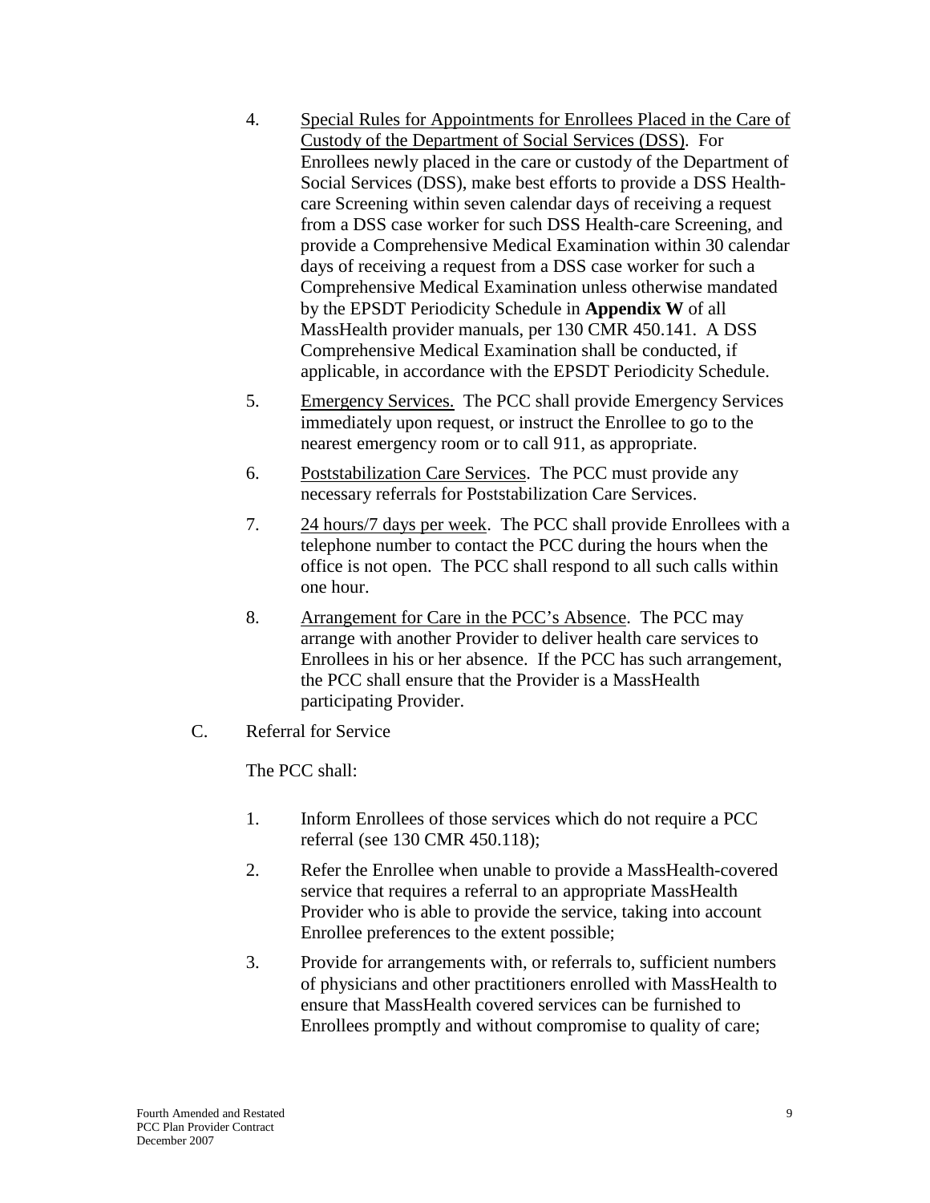4. Special Rules for Appointments for Enrollees Placed in the Care of Custody of the Department of Social Services (DSS). For Enrollees newly placed in the care or custody of the Department of Social Services (DSS), make best efforts to provide a DSS Health-care Screening within seven calendar days of receiving a request from a DSS case worker for such DSS Health-care Screening, and provide a Comprehensive Medical Examination within 30 calendar days of receiving a request from a DSS case worker for such a Comprehensive Medical Examination unless otherwise mandated by the EPSDT Periodicity Schedule in **Appendix W** of all MassHealth provider manuals, per 130 CMR 450.141. A DSS Comprehensive Medical Examination shall be conducted, if applicable, in accordance with the EPSDT Periodicity Schedule.

5. Emergency Services. The PCC shall provide Emergency Services immediately upon request, or instruct the Enrollee to go to the nearest emergency room or to call 911, as appropriate.

6. Poststabilization Care Services. The PCC must provide any necessary referrals for Poststabilization Care Services.

7. 24 hours/7 days per week. The PCC shall provide Enrollees with a telephone number to contact the PCC during the hours when the office is not open. The PCC shall respond to all such calls within one hour.

8. Arrangement for Care in the PCC's Absence. The PCC may arrange with another Provider to deliver health care services to Enrollees in his or her absence. If the PCC has such arrangement, the PCC shall ensure that the Provider is a MassHealth participating Provider.

C. Referral for Service

The PCC shall:

1. Inform Enrollees of those services which do not require a PCC referral (see 130 CMR 450.118);

2. Refer the Enrollee when unable to provide a MassHealth-covered service that requires a referral to an appropriate MassHealth Provider who is able to provide the service, taking into account Enrollee preferences to the extent possible;

3. Provide for arrangements with, or referrals to, sufficient numbers of physicians and other practitioners enrolled with MassHealth to ensure that MassHealth covered services can be furnished to Enrollees promptly and without compromise to quality of care;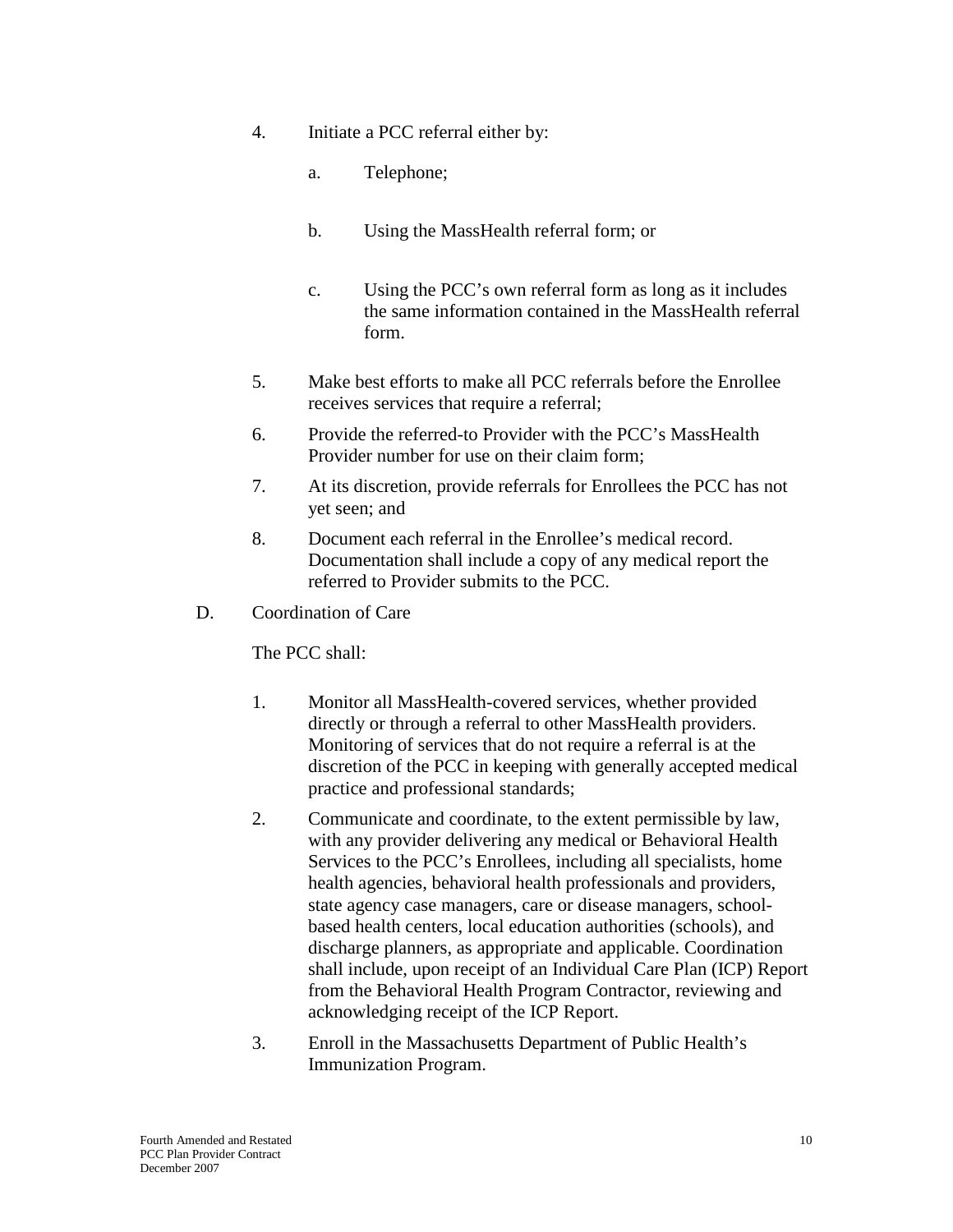4. Initiate a PCC referral either by:

   a. Telephone;

   b. Using the MassHealth referral form; or

   c. Using the PCC's own referral form as long as it includes the same information contained in the MassHealth referral form.

5. Make best efforts to make all PCC referrals before the Enrollee receives services that require a referral;

6. Provide the referred-to Provider with the PCC's MassHealth Provider number for use on their claim form;

7. At its discretion, provide referrals for Enrollees the PCC has not yet seen; and

8. Document each referral in the Enrollee's medical record. Documentation shall include a copy of any medical report the referred to Provider submits to the PCC.

D. Coordination of Care

The PCC shall:

1. Monitor all MassHealth-covered services, whether provided directly or through a referral to other MassHealth providers. Monitoring of services that do not require a referral is at the discretion of the PCC in keeping with generally accepted medical practice and professional standards;

2. Communicate and coordinate, to the extent permissible by law, with any provider delivering any medical or Behavioral Health Services to the PCC's Enrollees, including all specialists, home health agencies, behavioral health professionals and providers, state agency case managers, care or disease managers, school-based health centers, local education authorities (schools), and discharge planners, as appropriate and applicable. Coordination shall include, upon receipt of an Individual Care Plan (ICP) Report from the Behavioral Health Program Contractor, reviewing and acknowledging receipt of the ICP Report.

3. Enroll in the Massachusetts Department of Public Health's Immunization Program.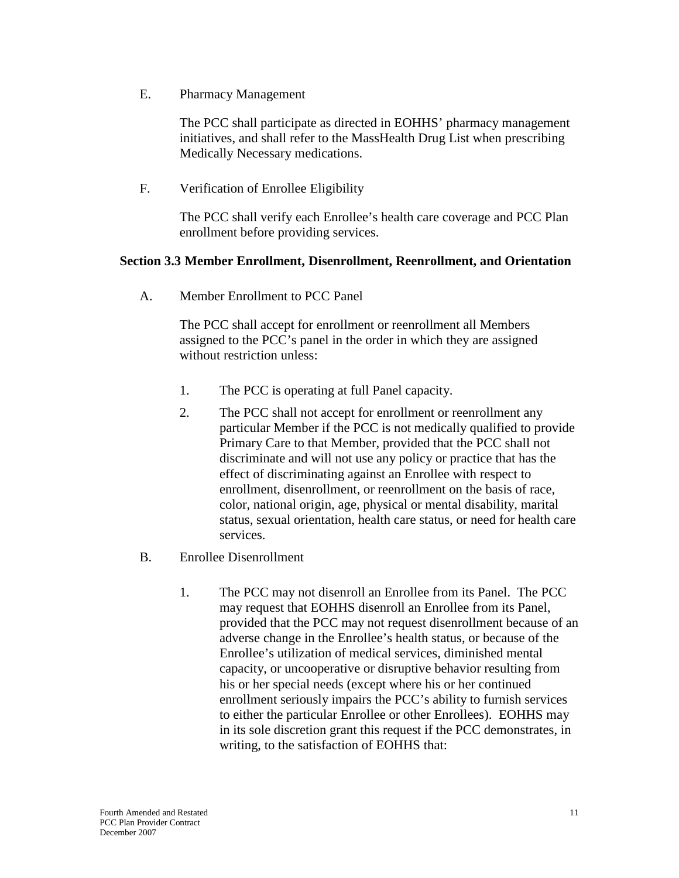E. Pharmacy Management

The PCC shall participate as directed in EOHHS' pharmacy management initiatives, and shall refer to the MassHealth Drug List when prescribing Medically Necessary medications.

F. Verification of Enrollee Eligibility

The PCC shall verify each Enrollee's health care coverage and PCC Plan enrollment before providing services.

**Section 3.3 Member Enrollment, Disenrollment, Reenrollment, and Orientation**

A. Member Enrollment to PCC Panel

The PCC shall accept for enrollment or reenrollment all Members assigned to the PCC's panel in the order in which they are assigned without restriction unless:

1. The PCC is operating at full Panel capacity.
2. The PCC shall not accept for enrollment or reenrollment any particular Member if the PCC is not medically qualified to provide Primary Care to that Member, provided that the PCC shall not discriminate and will not use any policy or practice that has the effect of discriminating against an Enrollee with respect to enrollment, disenrollment, or reenrollment on the basis of race, color, national origin, age, physical or mental disability, marital status, sexual orientation, health care status, or need for health care services.

B. Enrollee Disenrollment

1. The PCC may not disenroll an Enrollee from its Panel. The PCC may request that EOHHS disenroll an Enrollee from its Panel, provided that the PCC may not request disenrollment because of an adverse change in the Enrollee's health status, or because of the Enrollee's utilization of medical services, diminished mental capacity, or uncooperative or disruptive behavior resulting from his or her special needs (except where his or her continued enrollment seriously impairs the PCC's ability to furnish services to either the particular Enrollee or other Enrollees). EOHHS may in its sole discretion grant this request if the PCC demonstrates, in writing, to the satisfaction of EOHHS that: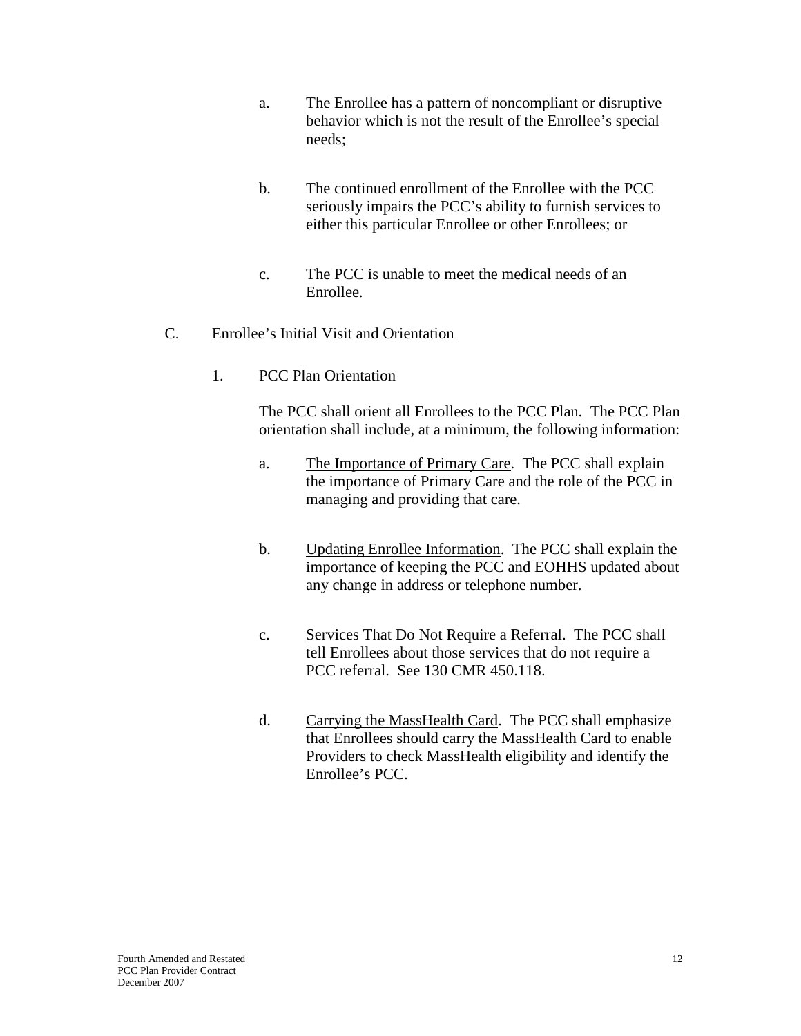a. The Enrollee has a pattern of noncompliant or disruptive behavior which is not the result of the Enrollee's special needs;

b. The continued enrollment of the Enrollee with the PCC seriously impairs the PCC's ability to furnish services to either this particular Enrollee or other Enrollees; or

c. The PCC is unable to meet the medical needs of an Enrollee.

C. Enrollee's Initial Visit and Orientation

1. PCC Plan Orientation

The PCC shall orient all Enrollees to the PCC Plan. The PCC Plan orientation shall include, at a minimum, the following information:

a. <u>The Importance of Primary Care</u>. The PCC shall explain the importance of Primary Care and the role of the PCC in managing and providing that care.

b. <u>Updating Enrollee Information</u>. The PCC shall explain the importance of keeping the PCC and EOHHS updated about any change in address or telephone number.

c. <u>Services That Do Not Require a Referral</u>. The PCC shall tell Enrollees about those services that do not require a PCC referral. See 130 CMR 450.118.

d. <u>Carrying the MassHealth Card</u>. The PCC shall emphasize that Enrollees should carry the MassHealth Card to enable Providers to check MassHealth eligibility and identify the Enrollee's PCC.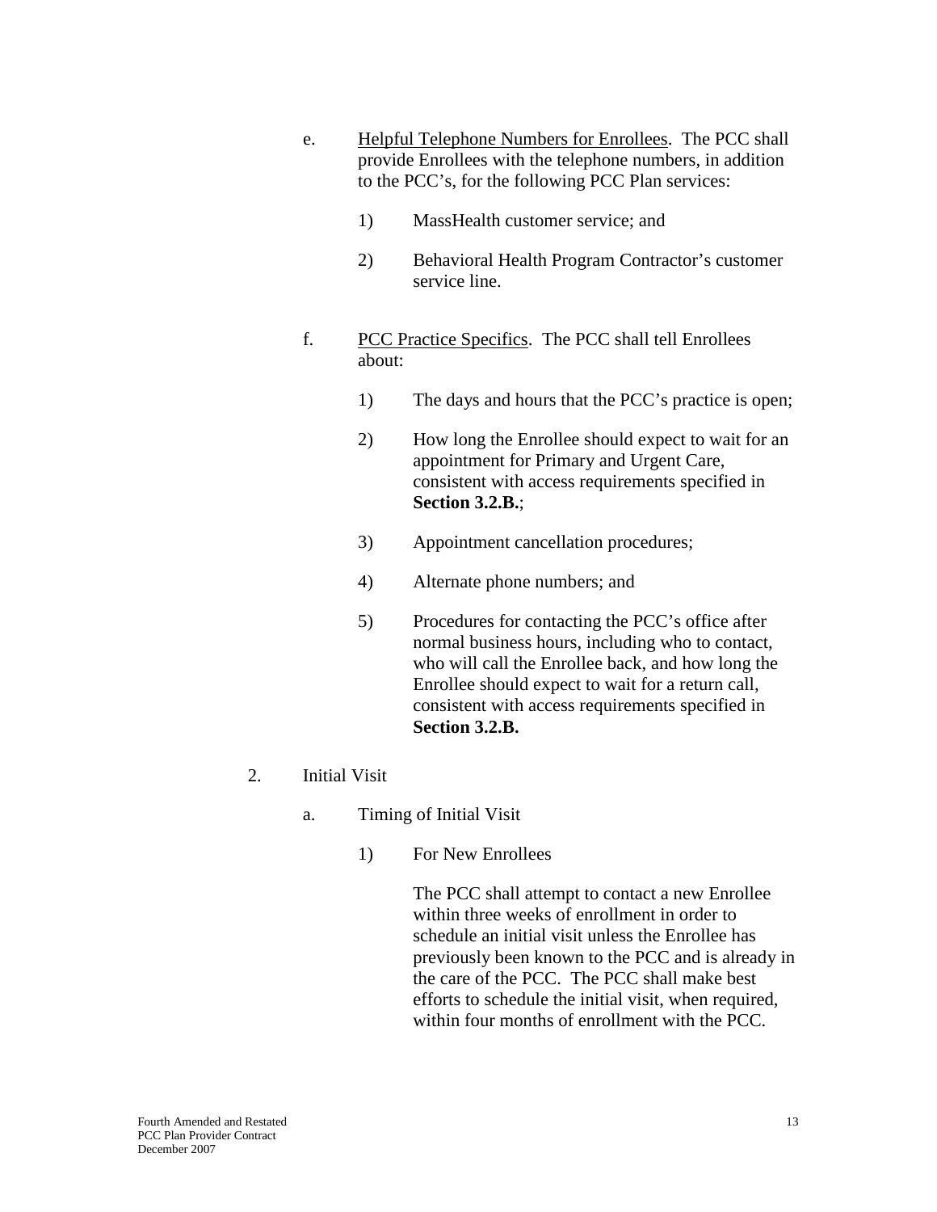e. <u>Helpful Telephone Numbers for Enrollees</u>. The PCC shall provide Enrollees with the telephone numbers, in addition to the PCC's, for the following PCC Plan services:

   1) MassHealth customer service; and

   2) Behavioral Health Program Contractor's customer service line.

f. <u>PCC Practice Specifics</u>. The PCC shall tell Enrollees about:

   1) The days and hours that the PCC's practice is open;

   2) How long the Enrollee should expect to wait for an appointment for Primary and Urgent Care, consistent with access requirements specified in **Section 3.2.B.**;

   3) Appointment cancellation procedures;

   4) Alternate phone numbers; and

   5) Procedures for contacting the PCC's office after normal business hours, including who to contact, who will call the Enrollee back, and how long the Enrollee should expect to wait for a return call, consistent with access requirements specified in **Section 3.2.B.**

2. Initial Visit

   a. Timing of Initial Visit

      1) For New Enrollees

         The PCC shall attempt to contact a new Enrollee within three weeks of enrollment in order to schedule an initial visit unless the Enrollee has previously been known to the PCC and is already in the care of the PCC. The PCC shall make best efforts to schedule the initial visit, when required, within four months of enrollment with the PCC.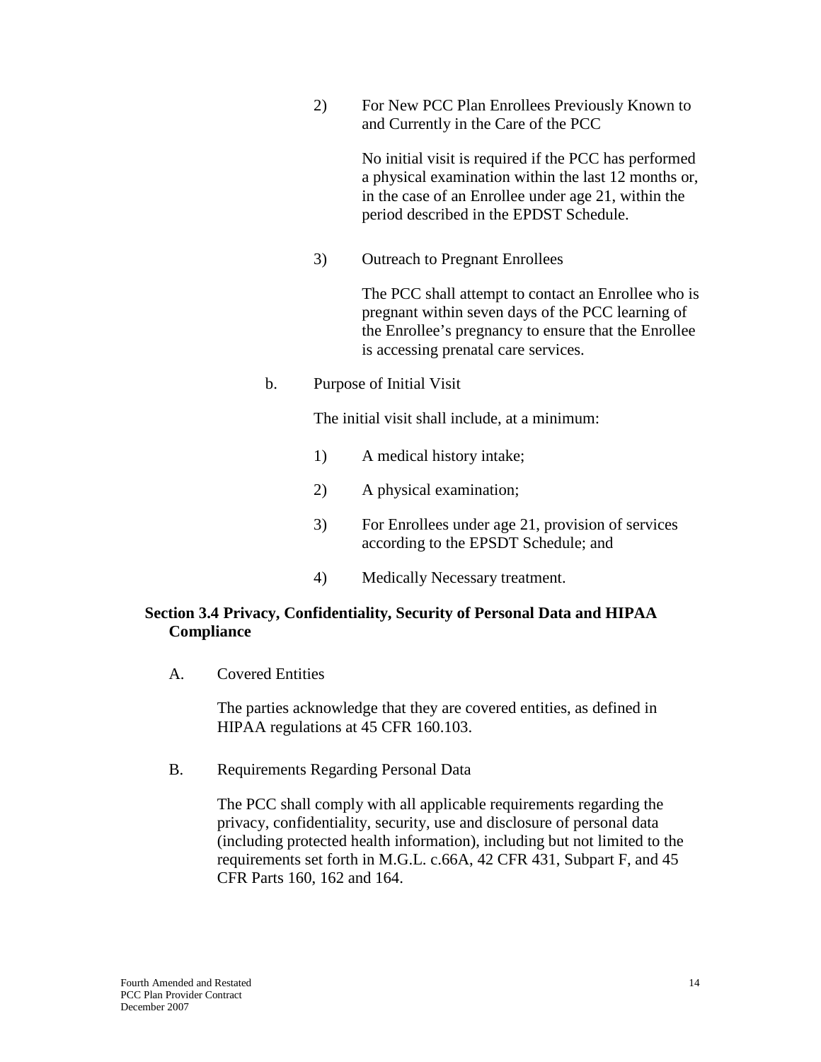2) For New PCC Plan Enrollees Previously Known to and Currently in the Care of the PCC

   No initial visit is required if the PCC has performed a physical examination within the last 12 months or, in the case of an Enrollee under age 21, within the period described in the EPDST Schedule.

3) Outreach to Pregnant Enrollees

   The PCC shall attempt to contact an Enrollee who is pregnant within seven days of the PCC learning of the Enrollee's pregnancy to ensure that the Enrollee is accessing prenatal care services.

b. Purpose of Initial Visit

   The initial visit shall include, at a minimum:

   1) A medical history intake;

   2) A physical examination;

   3) For Enrollees under age 21, provision of services according to the EPSDT Schedule; and

   4) Medically Necessary treatment.

**Section 3.4 Privacy, Confidentiality, Security of Personal Data and HIPAA Compliance**

A. Covered Entities

   The parties acknowledge that they are covered entities, as defined in HIPAA regulations at 45 CFR 160.103.

B. Requirements Regarding Personal Data

   The PCC shall comply with all applicable requirements regarding the privacy, confidentiality, security, use and disclosure of personal data (including protected health information), including but not limited to the requirements set forth in M.G.L. c.66A, 42 CFR 431, Subpart F, and 45 CFR Parts 160, 162 and 164.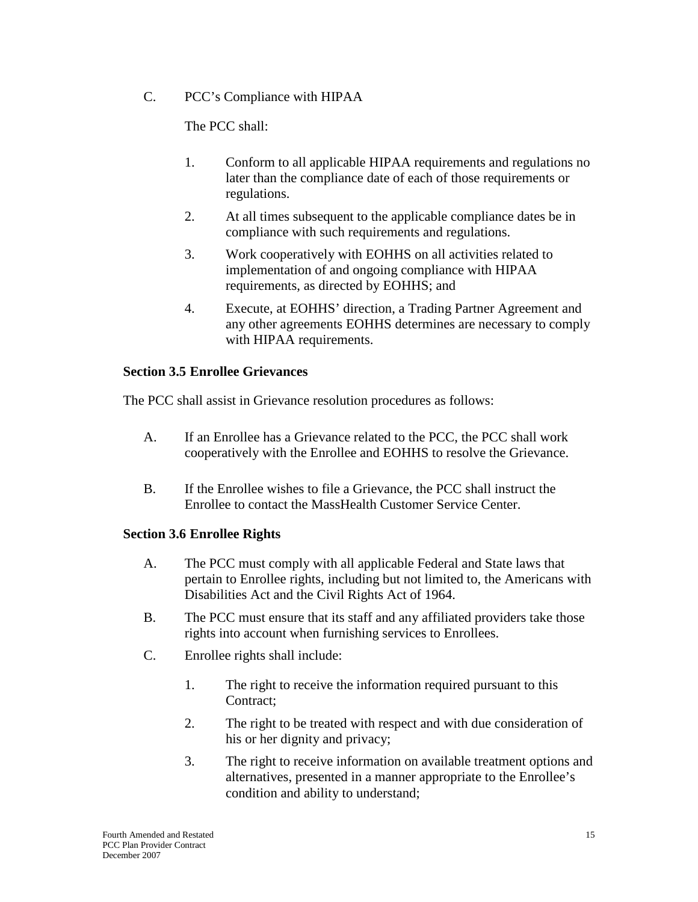C. PCC's Compliance with HIPAA

The PCC shall:

1. Conform to all applicable HIPAA requirements and regulations no later than the compliance date of each of those requirements or regulations.
2. At all times subsequent to the applicable compliance dates be in compliance with such requirements and regulations.
3. Work cooperatively with EOHHS on all activities related to implementation of and ongoing compliance with HIPAA requirements, as directed by EOHHS; and
4. Execute, at EOHHS' direction, a Trading Partner Agreement and any other agreements EOHHS determines are necessary to comply with HIPAA requirements.

**Section 3.5 Enrollee Grievances**

The PCC shall assist in Grievance resolution procedures as follows:

A. If an Enrollee has a Grievance related to the PCC, the PCC shall work cooperatively with the Enrollee and EOHHS to resolve the Grievance.

B. If the Enrollee wishes to file a Grievance, the PCC shall instruct the Enrollee to contact the MassHealth Customer Service Center.

**Section 3.6 Enrollee Rights**

A. The PCC must comply with all applicable Federal and State laws that pertain to Enrollee rights, including but not limited to, the Americans with Disabilities Act and the Civil Rights Act of 1964.

B. The PCC must ensure that its staff and any affiliated providers take those rights into account when furnishing services to Enrollees.

C. Enrollee rights shall include:

1. The right to receive the information required pursuant to this Contract;
2. The right to be treated with respect and with due consideration of his or her dignity and privacy;
3. The right to receive information on available treatment options and alternatives, presented in a manner appropriate to the Enrollee's condition and ability to understand;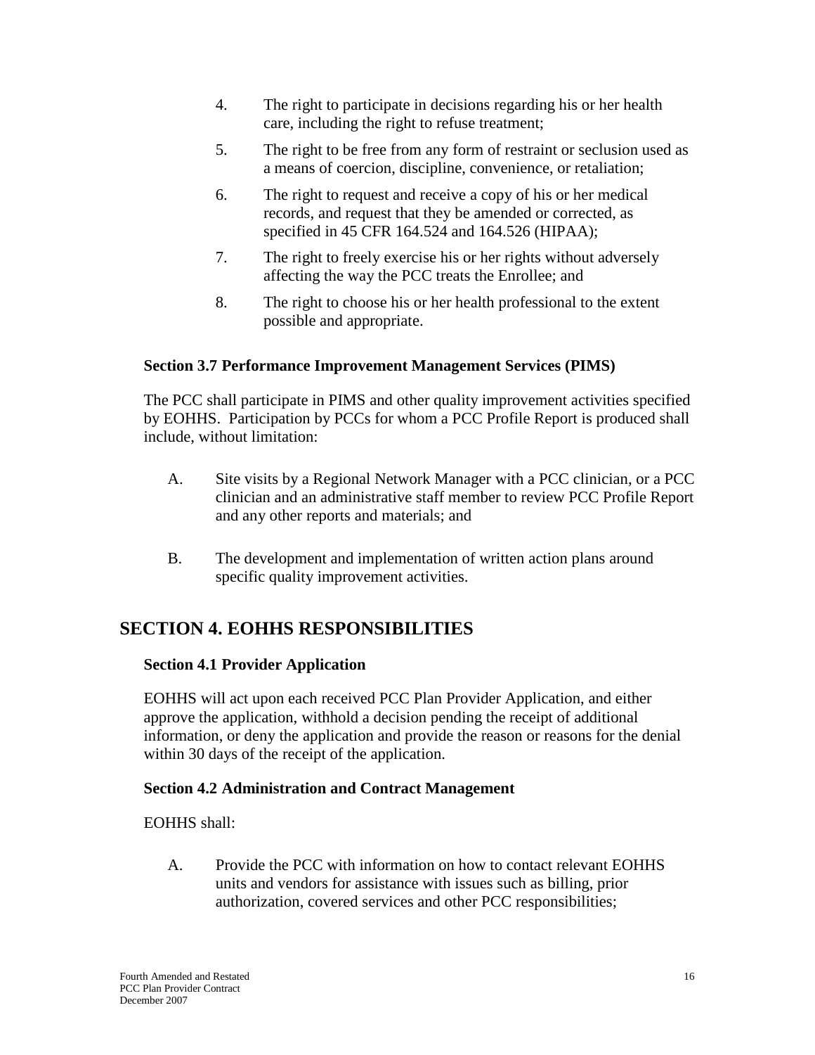4. The right to participate in decisions regarding his or her health care, including the right to refuse treatment;

5. The right to be free from any form of restraint or seclusion used as a means of coercion, discipline, convenience, or retaliation;

6. The right to request and receive a copy of his or her medical records, and request that they be amended or corrected, as specified in 45 CFR 164.524 and 164.526 (HIPAA);

7. The right to freely exercise his or her rights without adversely affecting the way the PCC treats the Enrollee; and

8. The right to choose his or her health professional to the extent possible and appropriate.

### Section 3.7 Performance Improvement Management Services (PIMS)

The PCC shall participate in PIMS and other quality improvement activities specified by EOHHS. Participation by PCCs for whom a PCC Profile Report is produced shall include, without limitation:

A. Site visits by a Regional Network Manager with a PCC clinician, or a PCC clinician and an administrative staff member to review PCC Profile Report and any other reports and materials; and

B. The development and implementation of written action plans around specific quality improvement activities.

## SECTION 4. EOHHS RESPONSIBILITIES

### Section 4.1 Provider Application

EOHHS will act upon each received PCC Plan Provider Application, and either approve the application, withhold a decision pending the receipt of additional information, or deny the application and provide the reason or reasons for the denial within 30 days of the receipt of the application.

### Section 4.2 Administration and Contract Management

EOHHS shall:

A. Provide the PCC with information on how to contact relevant EOHHS units and vendors for assistance with issues such as billing, prior authorization, covered services and other PCC responsibilities;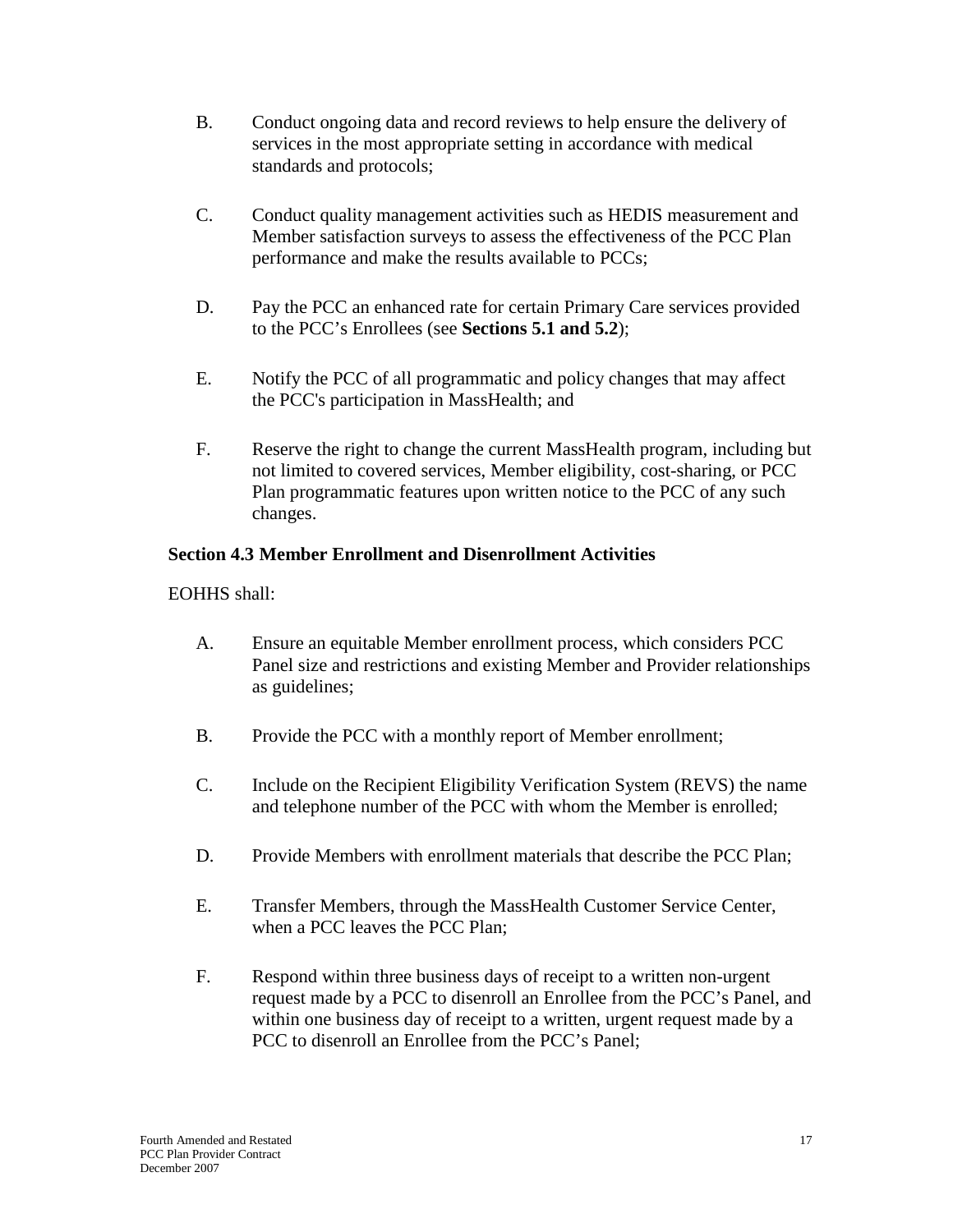B. Conduct ongoing data and record reviews to help ensure the delivery of services in the most appropriate setting in accordance with medical standards and protocols;

C. Conduct quality management activities such as HEDIS measurement and Member satisfaction surveys to assess the effectiveness of the PCC Plan performance and make the results available to PCCs;

D. Pay the PCC an enhanced rate for certain Primary Care services provided to the PCC's Enrollees (see **Sections 5.1 and 5.2**);

E. Notify the PCC of all programmatic and policy changes that may affect the PCC's participation in MassHealth; and

F. Reserve the right to change the current MassHealth program, including but not limited to covered services, Member eligibility, cost-sharing, or PCC Plan programmatic features upon written notice to the PCC of any such changes.

**Section 4.3 Member Enrollment and Disenrollment Activities**

EOHHS shall:

A. Ensure an equitable Member enrollment process, which considers PCC Panel size and restrictions and existing Member and Provider relationships as guidelines;

B. Provide the PCC with a monthly report of Member enrollment;

C. Include on the Recipient Eligibility Verification System (REVS) the name and telephone number of the PCC with whom the Member is enrolled;

D. Provide Members with enrollment materials that describe the PCC Plan;

E. Transfer Members, through the MassHealth Customer Service Center, when a PCC leaves the PCC Plan;

F. Respond within three business days of receipt to a written non-urgent request made by a PCC to disenroll an Enrollee from the PCC's Panel, and within one business day of receipt to a written, urgent request made by a PCC to disenroll an Enrollee from the PCC's Panel;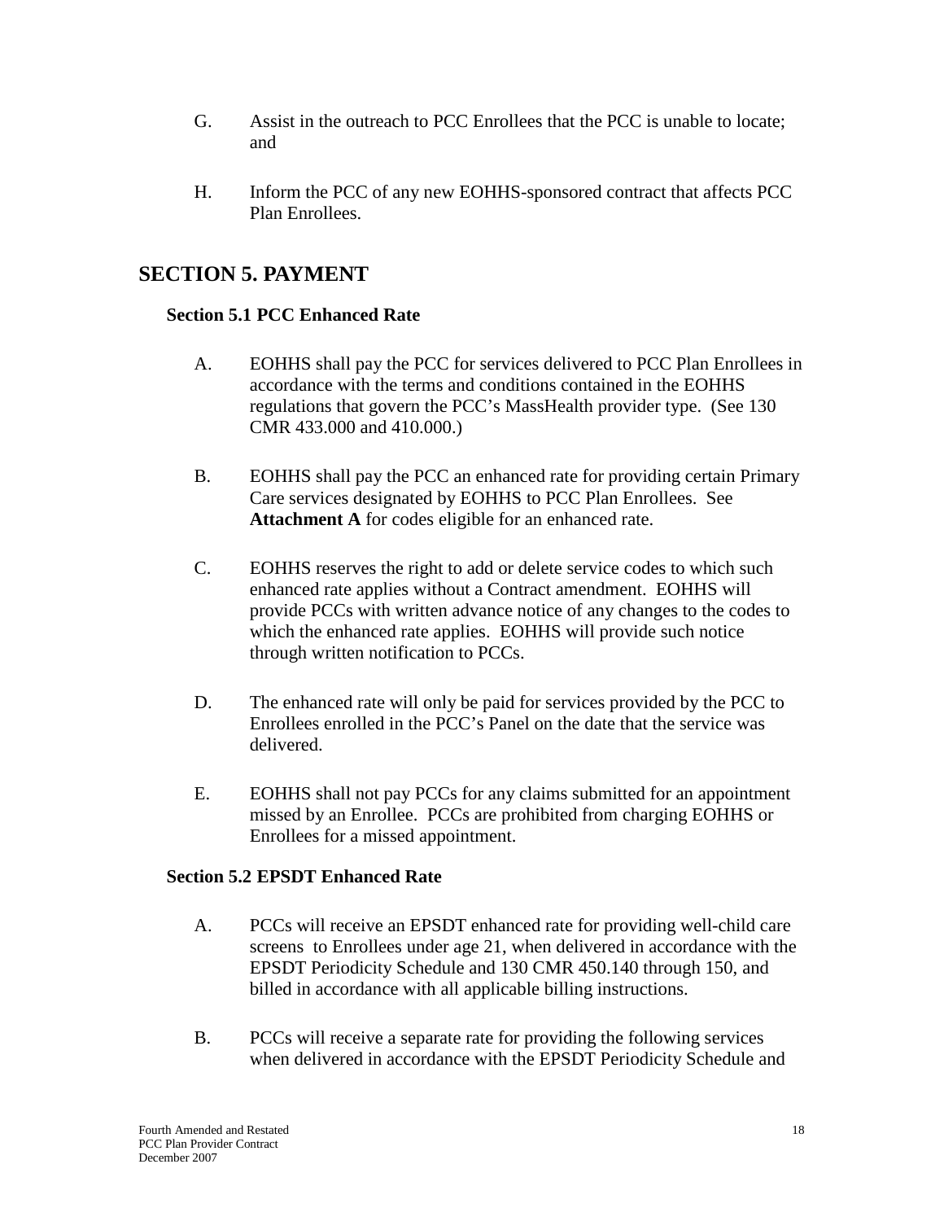G. Assist in the outreach to PCC Enrollees that the PCC is unable to locate; and

H. Inform the PCC of any new EOHHS-sponsored contract that affects PCC Plan Enrollees.

# SECTION 5. PAYMENT

## Section 5.1 PCC Enhanced Rate

A. EOHHS shall pay the PCC for services delivered to PCC Plan Enrollees in accordance with the terms and conditions contained in the EOHHS regulations that govern the PCC's MassHealth provider type. (See 130 CMR 433.000 and 410.000.)

B. EOHHS shall pay the PCC an enhanced rate for providing certain Primary Care services designated by EOHHS to PCC Plan Enrollees. See **Attachment A** for codes eligible for an enhanced rate.

C. EOHHS reserves the right to add or delete service codes to which such enhanced rate applies without a Contract amendment. EOHHS will provide PCCs with written advance notice of any changes to the codes to which the enhanced rate applies. EOHHS will provide such notice through written notification to PCCs.

D. The enhanced rate will only be paid for services provided by the PCC to Enrollees enrolled in the PCC's Panel on the date that the service was delivered.

E. EOHHS shall not pay PCCs for any claims submitted for an appointment missed by an Enrollee. PCCs are prohibited from charging EOHHS or Enrollees for a missed appointment.

## Section 5.2 EPSDT Enhanced Rate

A. PCCs will receive an EPSDT enhanced rate for providing well-child care screens to Enrollees under age 21, when delivered in accordance with the EPSDT Periodicity Schedule and 130 CMR 450.140 through 150, and billed in accordance with all applicable billing instructions.

B. PCCs will receive a separate rate for providing the following services when delivered in accordance with the EPSDT Periodicity Schedule and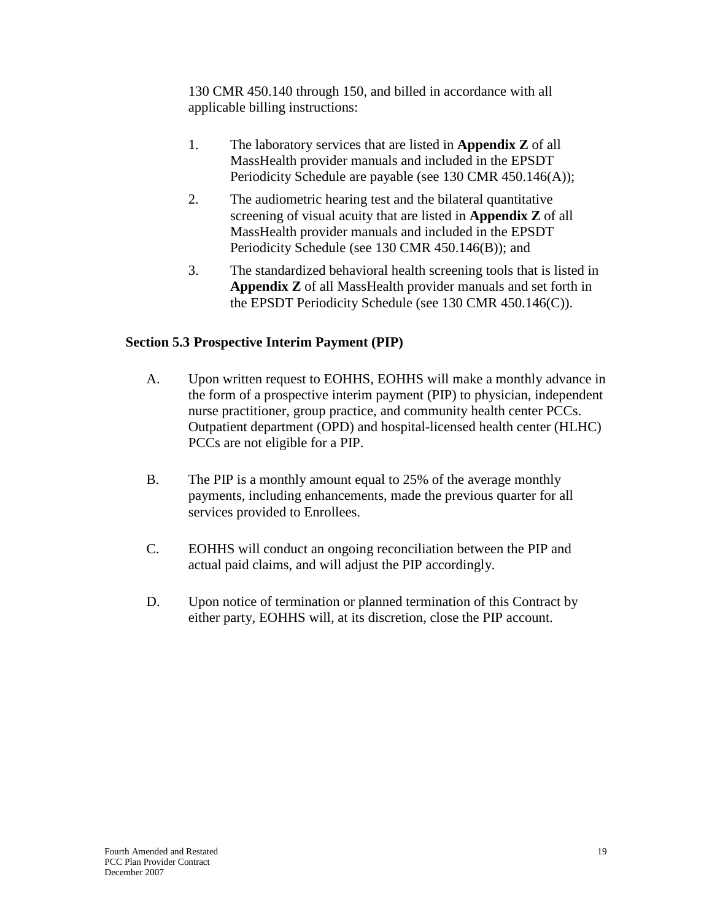130 CMR 450.140 through 150, and billed in accordance with all applicable billing instructions:

1. The laboratory services that are listed in **Appendix Z** of all MassHealth provider manuals and included in the EPSDT Periodicity Schedule are payable (see 130 CMR 450.146(A));
2. The audiometric hearing test and the bilateral quantitative screening of visual acuity that are listed in **Appendix Z** of all MassHealth provider manuals and included in the EPSDT Periodicity Schedule (see 130 CMR 450.146(B)); and
3. The standardized behavioral health screening tools that is listed in **Appendix Z** of all MassHealth provider manuals and set forth in the EPSDT Periodicity Schedule (see 130 CMR 450.146(C)).

### Section 5.3 Prospective Interim Payment (PIP)

A. Upon written request to EOHHS, EOHHS will make a monthly advance in the form of a prospective interim payment (PIP) to physician, independent nurse practitioner, group practice, and community health center PCCs. Outpatient department (OPD) and hospital-licensed health center (HLHC) PCCs are not eligible for a PIP.

B. The PIP is a monthly amount equal to 25% of the average monthly payments, including enhancements, made the previous quarter for all services provided to Enrollees.

C. EOHHS will conduct an ongoing reconciliation between the PIP and actual paid claims, and will adjust the PIP accordingly.

D. Upon notice of termination or planned termination of this Contract by either party, EOHHS will, at its discretion, close the PIP account.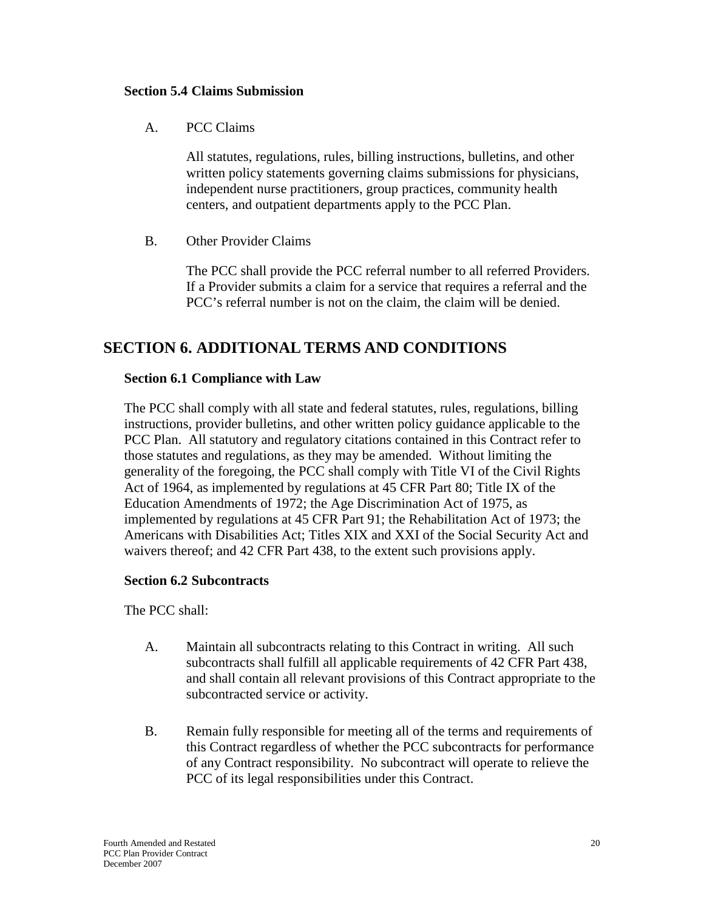### Section 5.4 Claims Submission

A. PCC Claims

All statutes, regulations, rules, billing instructions, bulletins, and other written policy statements governing claims submissions for physicians, independent nurse practitioners, group practices, community health centers, and outpatient departments apply to the PCC Plan.

B. Other Provider Claims

The PCC shall provide the PCC referral number to all referred Providers. If a Provider submits a claim for a service that requires a referral and the PCC's referral number is not on the claim, the claim will be denied.

## SECTION 6. ADDITIONAL TERMS AND CONDITIONS

### Section 6.1 Compliance with Law

The PCC shall comply with all state and federal statutes, rules, regulations, billing instructions, provider bulletins, and other written policy guidance applicable to the PCC Plan. All statutory and regulatory citations contained in this Contract refer to those statutes and regulations, as they may be amended. Without limiting the generality of the foregoing, the PCC shall comply with Title VI of the Civil Rights Act of 1964, as implemented by regulations at 45 CFR Part 80; Title IX of the Education Amendments of 1972; the Age Discrimination Act of 1975, as implemented by regulations at 45 CFR Part 91; the Rehabilitation Act of 1973; the Americans with Disabilities Act; Titles XIX and XXI of the Social Security Act and waivers thereof; and 42 CFR Part 438, to the extent such provisions apply.

### Section 6.2 Subcontracts

The PCC shall:

A. Maintain all subcontracts relating to this Contract in writing. All such subcontracts shall fulfill all applicable requirements of 42 CFR Part 438, and shall contain all relevant provisions of this Contract appropriate to the subcontracted service or activity.

B. Remain fully responsible for meeting all of the terms and requirements of this Contract regardless of whether the PCC subcontracts for performance of any Contract responsibility. No subcontract will operate to relieve the PCC of its legal responsibilities under this Contract.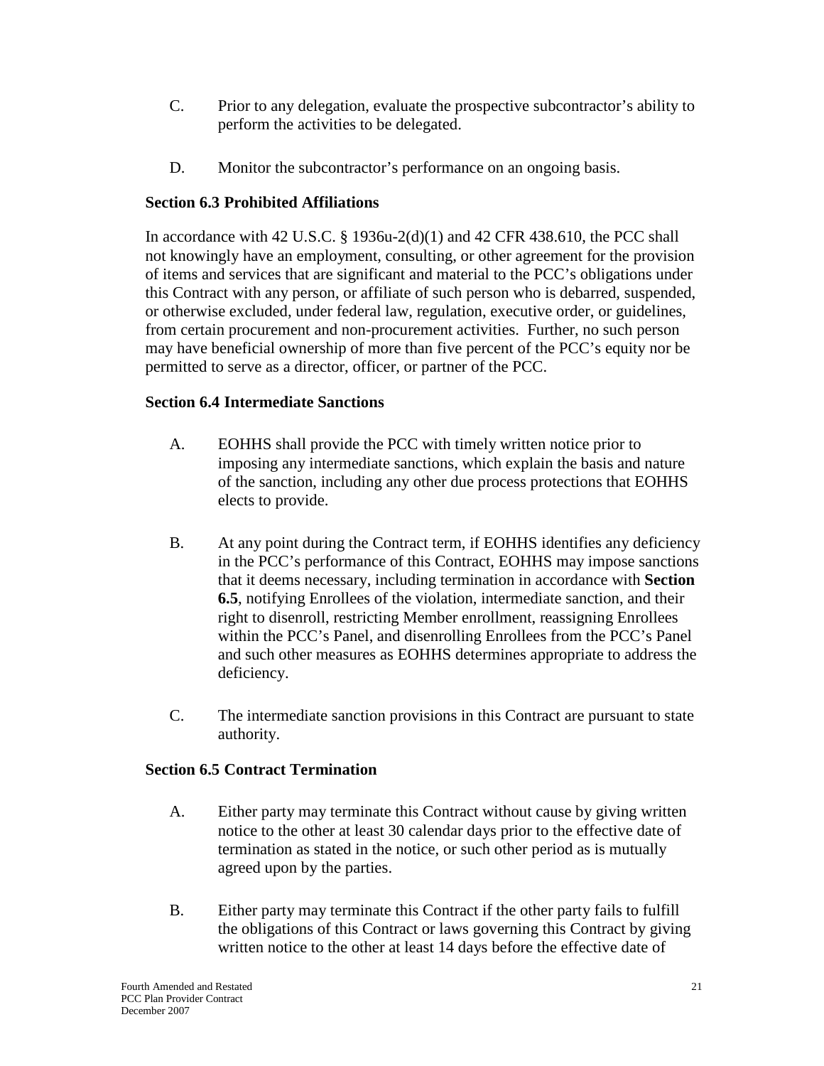C. Prior to any delegation, evaluate the prospective subcontractor's ability to perform the activities to be delegated.

D. Monitor the subcontractor's performance on an ongoing basis.

**Section 6.3 Prohibited Affiliations**

In accordance with 42 U.S.C. § 1936u-2(d)(1) and 42 CFR 438.610, the PCC shall not knowingly have an employment, consulting, or other agreement for the provision of items and services that are significant and material to the PCC's obligations under this Contract with any person, or affiliate of such person who is debarred, suspended, or otherwise excluded, under federal law, regulation, executive order, or guidelines, from certain procurement and non-procurement activities. Further, no such person may have beneficial ownership of more than five percent of the PCC's equity nor be permitted to serve as a director, officer, or partner of the PCC.

**Section 6.4 Intermediate Sanctions**

A. EOHHS shall provide the PCC with timely written notice prior to imposing any intermediate sanctions, which explain the basis and nature of the sanction, including any other due process protections that EOHHS elects to provide.

B. At any point during the Contract term, if EOHHS identifies any deficiency in the PCC's performance of this Contract, EOHHS may impose sanctions that it deems necessary, including termination in accordance with **Section 6.5**, notifying Enrollees of the violation, intermediate sanction, and their right to disenroll, restricting Member enrollment, reassigning Enrollees within the PCC's Panel, and disenrolling Enrollees from the PCC's Panel and such other measures as EOHHS determines appropriate to address the deficiency.

C. The intermediate sanction provisions in this Contract are pursuant to state authority.

**Section 6.5 Contract Termination**

A. Either party may terminate this Contract without cause by giving written notice to the other at least 30 calendar days prior to the effective date of termination as stated in the notice, or such other period as is mutually agreed upon by the parties.

B. Either party may terminate this Contract if the other party fails to fulfill the obligations of this Contract or laws governing this Contract by giving written notice to the other at least 14 days before the effective date of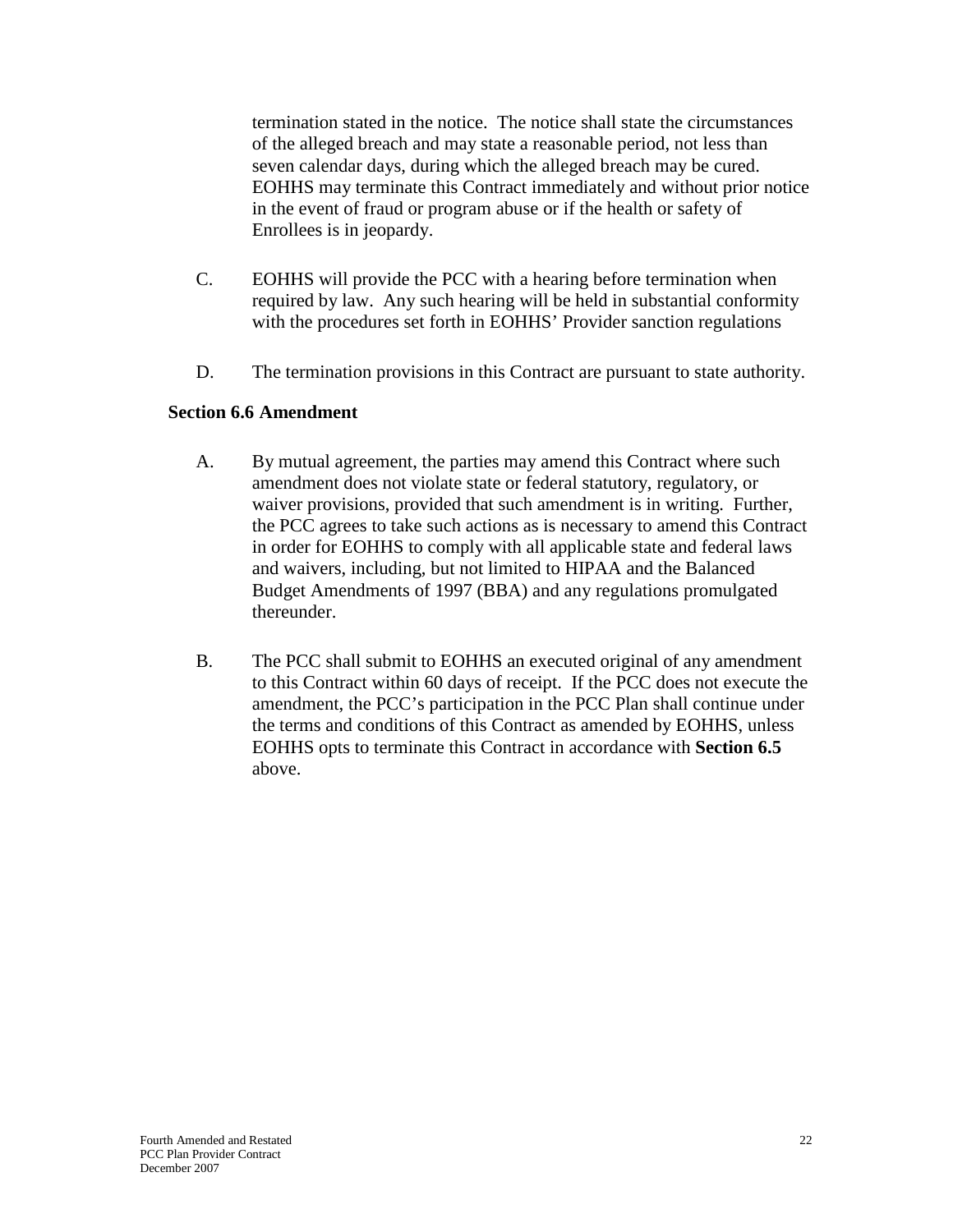termination stated in the notice. The notice shall state the circumstances of the alleged breach and may state a reasonable period, not less than seven calendar days, during which the alleged breach may be cured. EOHHS may terminate this Contract immediately and without prior notice in the event of fraud or program abuse or if the health or safety of Enrollees is in jeopardy.

C. EOHHS will provide the PCC with a hearing before termination when required by law. Any such hearing will be held in substantial conformity with the procedures set forth in EOHHS' Provider sanction regulations

D. The termination provisions in this Contract are pursuant to state authority.

**Section 6.6 Amendment**

A. By mutual agreement, the parties may amend this Contract where such amendment does not violate state or federal statutory, regulatory, or waiver provisions, provided that such amendment is in writing. Further, the PCC agrees to take such actions as is necessary to amend this Contract in order for EOHHS to comply with all applicable state and federal laws and waivers, including, but not limited to HIPAA and the Balanced Budget Amendments of 1997 (BBA) and any regulations promulgated thereunder.

B. The PCC shall submit to EOHHS an executed original of any amendment to this Contract within 60 days of receipt. If the PCC does not execute the amendment, the PCC's participation in the PCC Plan shall continue under the terms and conditions of this Contract as amended by EOHHS, unless EOHHS opts to terminate this Contract in accordance with **Section 6.5** above.